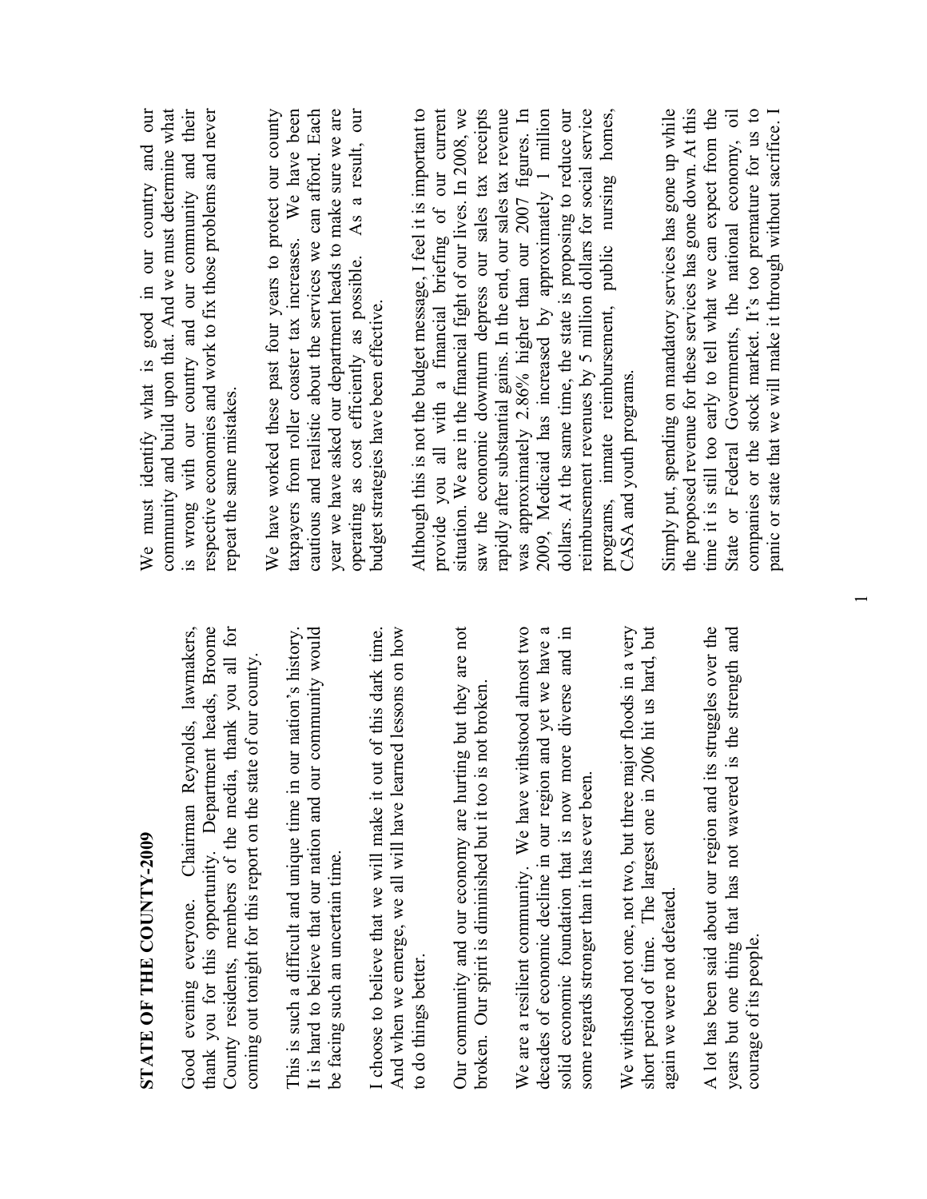# STATE OF THE COUNTY-2009

Good evening everyone. Chairman Reynolds, lawmakers, thank you for this opportunity. Department heads, Broome County residents, members of the media, thank you all for coming out tonight for this report on the state of our county.

This is such a difficult and unique time in our nation's history. It is hard to believe that our nation and our community would be facing such an uncertain time.

I choose to believe that we will make it out of this dark time. And when we emerge, we all will have learned lessons on how to do things better.

Our community and our economy are hurting but they are not broken. Our spirit is diminished but it too is not broken.

We are a resilient community. We have withstood almost two decades of economic decline in our region and yet we have a solid economic foundation that is now more diverse and in some regards stronger than it has ever been.

We withstood not one, not two, but three major floods in a very short period of time. The largest one in 2006 hit us hard, but again we were not defeated.

A lot has been said about our region and its struggles over the years but one thing that has not wavered is the strength and courage of its people.

We must identify what is good in our country and our community and build upon that. And we must determine what is wrong with our country and our community and their respective economies and work to fix those problems and never repeat the same mistakes.

We have worked these past four years to protect our county taxpayers from roller coaster tax increases. We have been cautious and realistic about the services we can afford. Each year we have asked our department heads to make sure we are operating as cost efficiently as possible. As a result, our budget strategies have been effective.

Although this is not the budget message, I feel it is important to provide you all with a financial briefing of our current situation. We are in the financial fight of our lives. In 2008, we saw the economic downturn depress our sales tax receipts rapidly after substantial gains. In the end, our sales tax revenue was approximately 2.86% higher than our 2007 figures. In 2009, Medicaid has increased by approximately 1 million dollars. At the same time, the state is proposing to reduce our reimbursement revenues by 5 million dollars for social service programs, inmate reimbursement, public nursing homes, CASA and youth programs.

Simply put, spending on mandatory services has gone up while the proposed revenue for these services has gone down. At this time it is still too early to tell what we can expect from the State or Federal Governments, the national economy, oil companies or the stock market. It's too premature for us to panic or state that we will make it through without sacrifice. I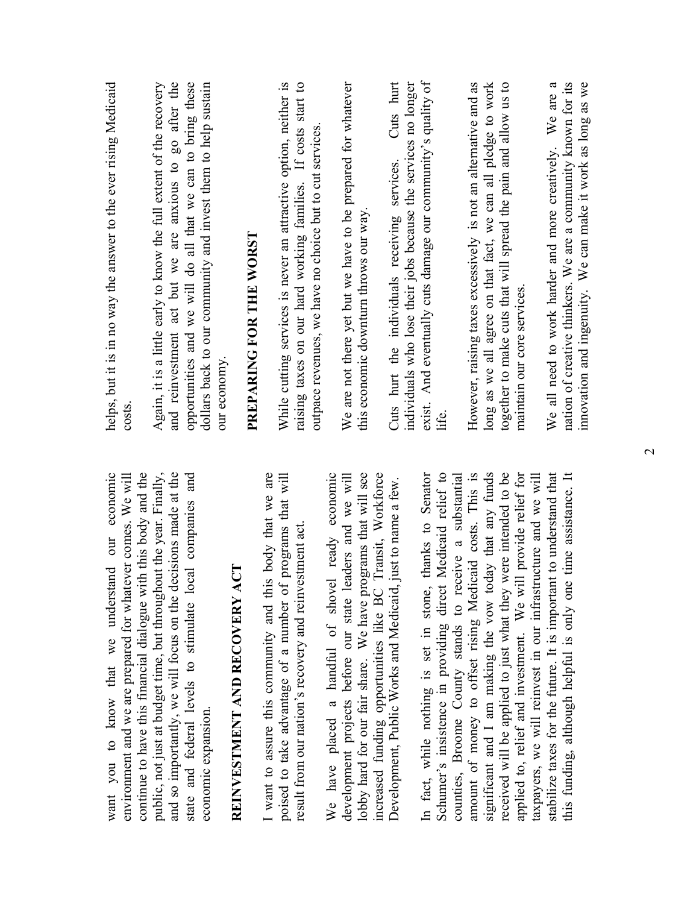want you to know that we understand our economic environment and we are prepared for whatever comes. We will continue to have this financial dialogue with this body and the public, not just at budget time, but throughout the year. Finally, and so importantly, we will focus on the decisions made at the state and federal levels to stimulate local companies and economic expansion.

## REINVESTMENT AND RECOVERY ACT

I want to assure this community and this body that we are poised to take advantage of a number of programs that will result from our nation's recovery and reinvestment act.

We have placed a handful of shovel ready economic development projects before our state leaders and we will lobby hard for our fair share. We have programs that will see increased funding opportunities like BC Transit, Workforce Development, Public Works and Medicaid, just to name a few.

In fact, while nothing is set in stone, thanks to Senator Schumer's insistence in providing direct Medicaid relief to counties, Broome County stands to receive a substantial amount of money to offset rising Medicaid costs. This is significant and I am making the vow today that any funds received will be applied to just what they were intended to be applied to, relief and investment. We will provide relief for taxpayers, we will reinvest in our infrastructure and we will stabilize taxes for the future. It is important to understand that this funding, although helpful is only one time assistance. It helps, but it is in no way the answer to the ever rising Medicaid costs.

Again, it is a little early to know the full extent of the recovery and reinvestment act but we are anxious to go after the opportunities and we will do all that we can to bring these dollars back to our community and invest them to help sustain our economy.

## PREPARING FOR THE WORST

While cutting services is never an attractive option, neither is raising taxes on our hard working families. If costs start to outpace revenues, we have no choice but to cut services.

We are not there yet but we have to be prepared for whatever this economic downturn throws our way.

Cuts hurt the individuals receiving services. Cuts hurt individuals who lose their jobs because the services no longer exist. And eventually cuts damage our community's quality of life.

However, raising taxes excessively is not an alternative and as long as we all agree on that fact, we can all pledge to work together to make cuts that will spread the pain and allow us to maintain our core services.

We all need to work harder and more creatively. We are a nation of creative thinkers. We are a community known for its innovation and ingenuity. We can make it work as long as we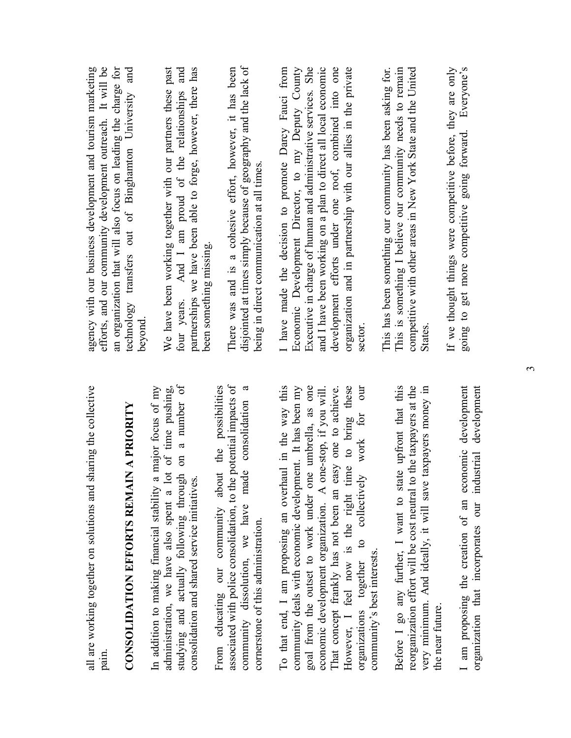all are working together on solutions and sharing the collective pain.

**CONSOLIDATION EFFORTS REMAIN A PRIORITY**

In addition to making financial stability a major focus of my administration, we have also spent a lot of time pushing, studying and actually following through on a number of consolidation and shared service initiatives.

From educating our community about the possibilities associated with police consolidation, to the potential impacts of community dissolution, we have made consolidation a cornerstone of this administration.

To that end, I am proposing an overhaul in the way this community deals with economic development. It has been my goal from the outset to work under one umbrella, as one economic development organization. A one-stop, if you will. That concept frankly has not been an easy one to achieve. However, I feel now is the right time to bring these organizations together to collectively work for our community's best interests.

Before I go any further, I want to state upfront that this reorganization effort will be cost neutral to the taxpayers at the very minimum. And ideally, it will save taxpayers money in the near future.

I am proposing the creation of an economic development organization that incorporates our industrial development agency with our business development and tourism marketing efforts, and our community development outreach. It will be an organization that will also focus on leading the charge for technology transfers out of Binghamton University and beyond.

We have been working together with our partners these past four years. And I am proud of the relationships and partnerships we have been able to forge, however, there has been something missing.

There was and is a cohesive effort, however, it has been disjointed at times simply because of geography and the lack of being in direct communication at all times.

I have made the decision to promote Darcy Fauci from Economic Development Director, to my Deputy County Executive in charge of human and administrative services. She and I have been working on a plan to direct all local economic development efforts under one roof, combined into one organization and in partnership with our allies in the private sector.

This has been something our community has been asking for. This is something I believe our community needs to remain competitive with other areas in New York State and the United States.

If we thought things were competitive before, they are only going to get more competitive going forward. Everyone's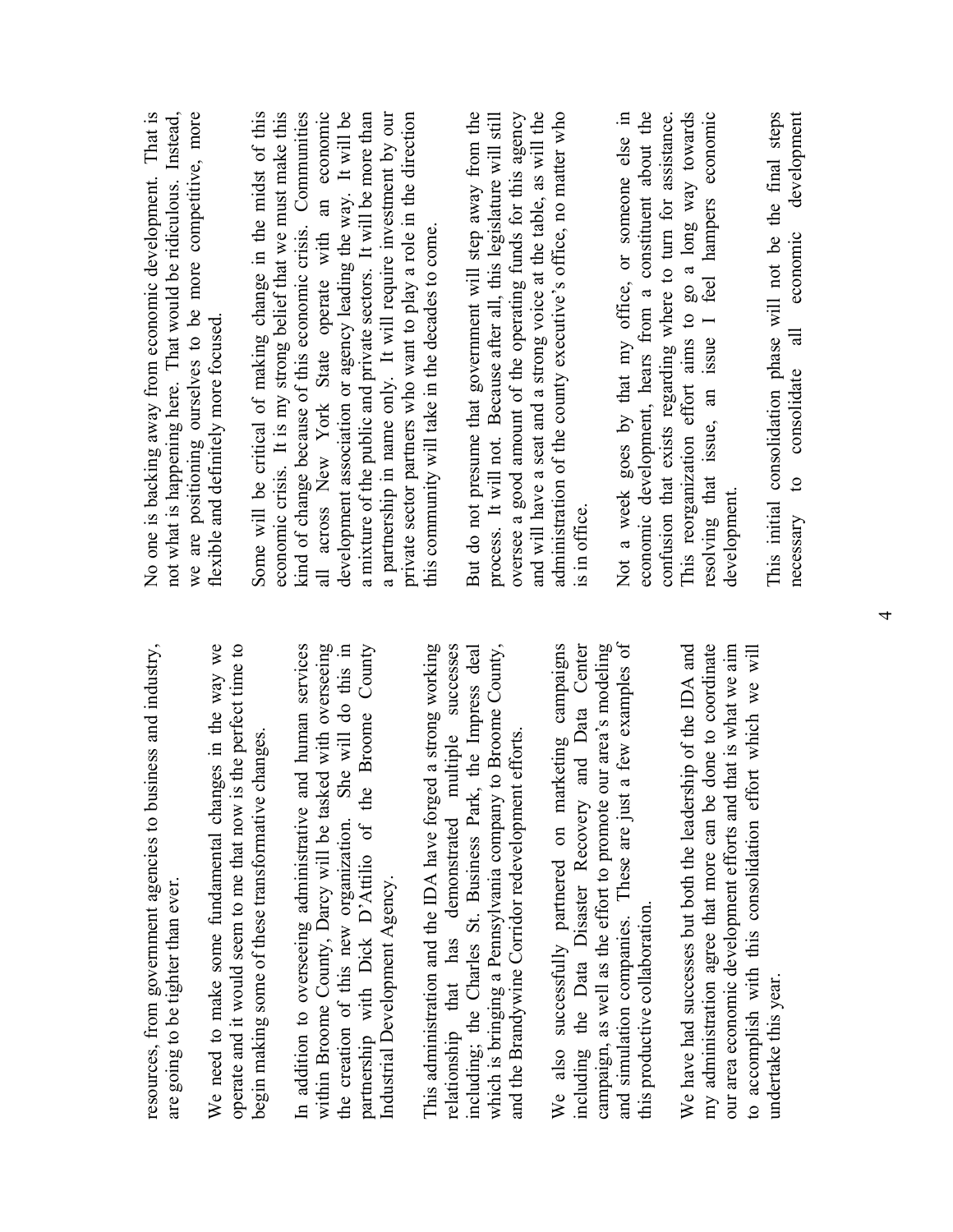resources, from government agencies to business and industry, are going to be tighter than ever.

We need to make some fundamental changes in the way we operate and it would seem to me that now is the perfect time to begin making some of these transformative changes.

In addition to overseeing administrative and human services within Broome County, Darcy will be tasked with overseeing the creation of this new organization. She will do this in partnership with Dick D'Attilio of the Broome County Industrial Development Agency.

This administration and the IDA have forged a strong working relationship that has demonstrated multiple successes including; the Charles St. Business Park, the Impress deal which is bringing a Pennsylvania company to Broome County, and the Brandywine Corridor redevelopment efforts.

We also successfully partnered on marketing campaigns including the Data Disaster Recovery and Data Center campaign, as well as the effort to promote our area's modeling and simulation companies. These are just a few examples of this productive collaboration.

We have had successes but both the leadership of the IDA and my administration agree that more can be done to coordinate our area economic development efforts and that is what we aim to accomplish with this consolidation effort which we will undertake this year.

No one is backing away from economic development. That is not what is happening here. That would be ridiculous. Instead, we are positioning ourselves to be more competitive, more flexible and definitely more focused.

Some will be critical of making change in the midst of this economic crisis. It is my strong belief that we must make this kind of change because of this economic crisis. Communities all across New York State operate with an economic development association or agency leading the way. It will be a mixture of the public and private sectors. It will be more than a partnership in name only. It will require investment by our private sector partners who want to play a role in the direction this community will take in the decades to come.

But do not presume that government will step away from the process. It will not. Because after all, this legislature will still oversee a good amount of the operating funds for this agency and will have a seat and a strong voice at the table, as will the administration of the county executive's office, no matter who is in office.

Not a week goes by that my office, or someone else in economic development, hears from a constituent about the confusion that exists regarding where to turn for assistance. This reorganization effort aims to go a long way towards resolving that issue, an issue I feel hampers economic development.

This initial consolidation phase will not be the final steps necessary to consolidate all economic development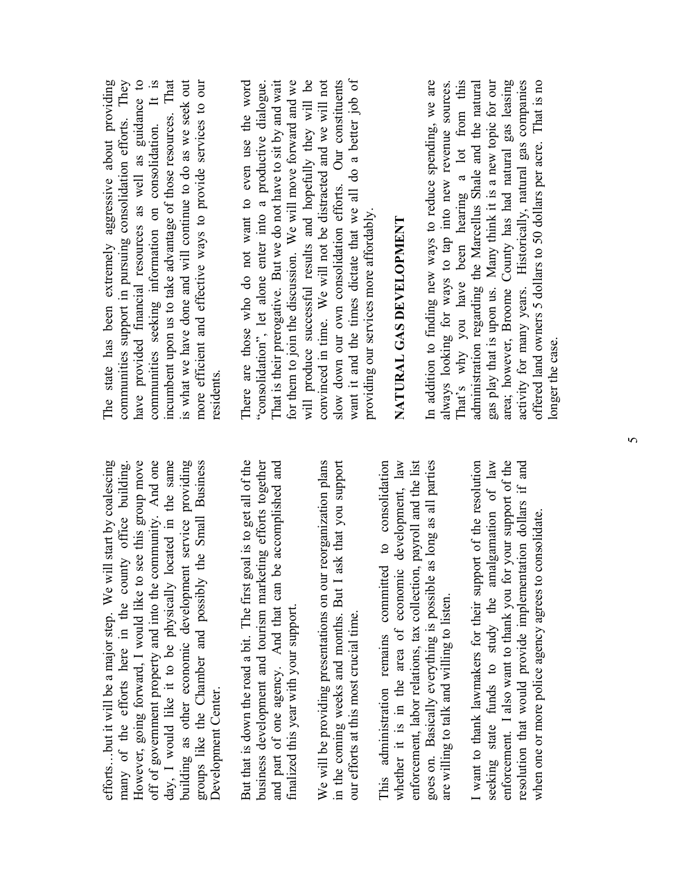efforts…but it will be a major step. We will start by coalescing many of the efforts here in the county office building. However, going forward, I would like to see this group move off of government property and into the community. And one day, I would like it to be physically located in the same building as other economic development service providing groups like the Chamber and possibly the Small Business Development Center.

But that is down the road a bit. The first goal is to get all of the business development and tourism marketing efforts together and part of one agency. And that can be accomplished and finalized this year with your support.

We will be providing presentations on our reorganization plans in the coming weeks and months. But I ask that you support our efforts at this most crucial time.

This administration remains committed to consolidation whether it is in the area of economic development, law enforcement, labor relations, tax collection, payroll and the list goes on. Basically everything is possible as long as all parties are willing to talk and willing to listen.

I want to thank lawmakers for their support of the resolution seeking state funds to study the amalgamation of law enforcement. I also want to thank you for your support of the resolution that would provide implementation dollars if and when one or more police agency agrees to consolidate.

The state has been extremely aggressive about providing communities support in pursuing consolidation efforts. They have provided financial resources as well as guidance to communities seeking information on consolidation. It is incumbent upon us to take advantage of those resources. That is what we have done and will continue to do as we seek out more efficient and effective ways to provide services to our residents.

There are those who do not want to even use the word "consolidation", let alone enter into a productive dialogue. That is their prerogative. But we do not have to sit by and wait for them to join the discussion. We will move forward and we will produce successful results and hopefully they will be convinced in time. We will not be distracted and we will not slow down our own consolidation efforts. Our constituents want it and the times dictate that we all do a better job of providing our services more affordably.

**NATURAL GAS DEVELOPMENT**

In addition to finding new ways to reduce spending, we are always looking for ways to tap into new revenue sources. That's why you have been hearing a lot from this administration regarding the Marcellus Shale and the natural gas play that is upon us. Many think it is a new topic for our area; however, Broome County has had natural gas leasing activity for many years. Historically, natural gas companies offered land owners 5 dollars to 50 dollars per acre. That is no longer the case.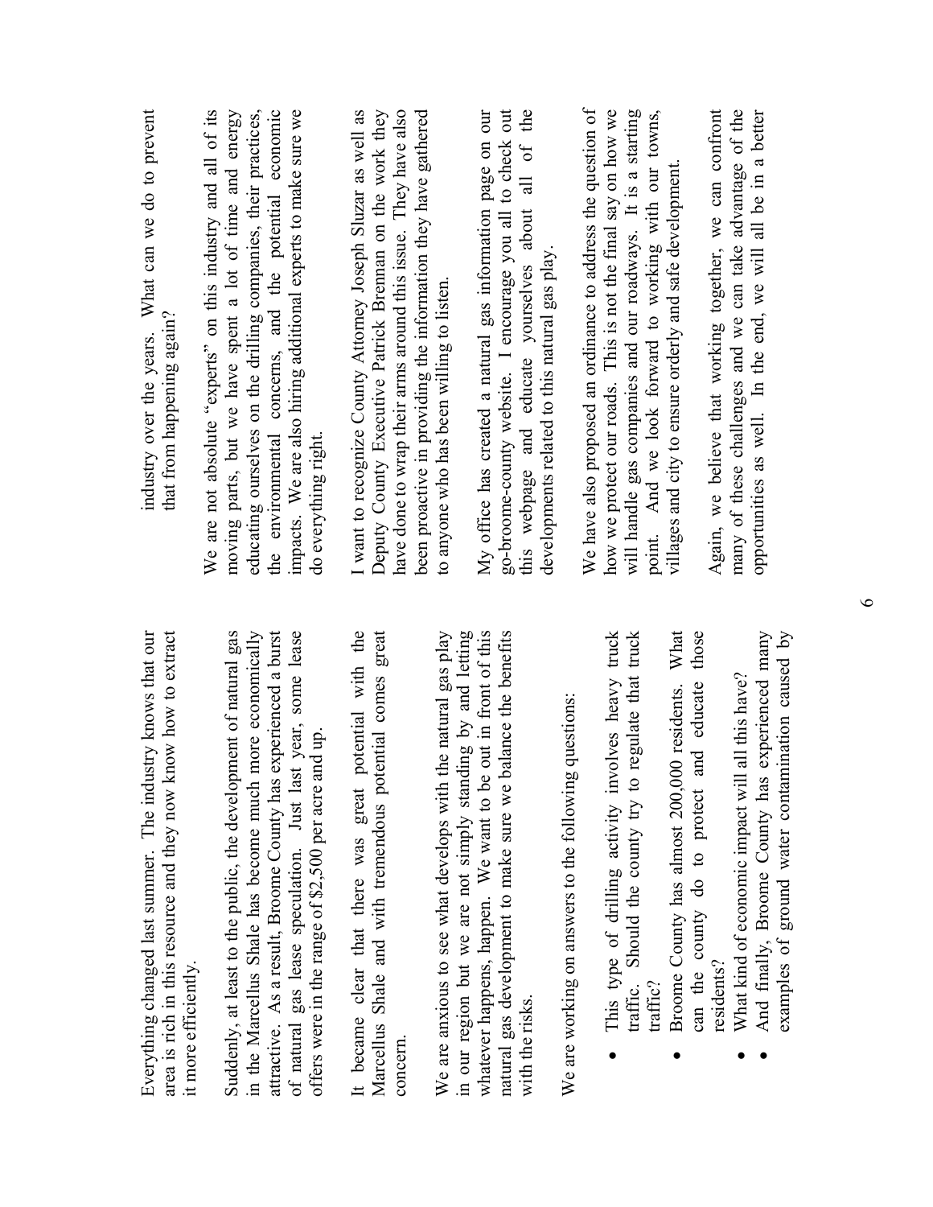Everything changed last summer. The industry knows that our area is rich in this resource and they now know how to extract it more efficiently.

Suddenly, at least to the public, the development of natural gas in the Marcellus Shale has become much more economically attractive. As a result, Broome County has experienced a burst of natural gas lease speculation. Just last year, some lease offers were in the range of $2,500 per acre and up.

It became clear that there was great potential with the Marcellus Shale and with tremendous potential comes great concern.

We are anxious to see what develops with the natural gas play in our region but we are not simply standing by and letting whatever happens, happen. We want to be out in front of this natural gas development to make sure we balance the benefits with the risks.

We are working on answers to the following questions:

- This type of drilling activity involves heavy truck traffic. Should the county try to regulate that truck traffic?
- Broome County has almost 200,000 residents. What can the county do to protect and educate those residents?
- What kind of economic impact will all this have?
- And finally, Broome County has experienced many examples of ground water contamination caused by industry over the years. What can we do to prevent that from happening again?

We are not absolute "experts" on this industry and all of its moving parts, but we have spent a lot of time and energy educating ourselves on the drilling companies, their practices, the environmental concerns, and the potential economic impacts. We are also hiring additional experts to make sure we do everything right.

I want to recognize County Attorney Joseph Sluzar as well as Deputy County Executive Patrick Brennan on the work they have done to wrap their arms around this issue. They have also been proactive in providing the information they have gathered to anyone who has been willing to listen.

My office has created a natural gas information page on our go-broome-county website. I encourage you all to check out this webpage and educate yourselves about all of the developments related to this natural gas play.

We have also proposed an ordinance to address the question of how we protect our roads. This is not the final say on how we will handle gas companies and our roadways. It is a starting point. And we look forward to working with our towns, villages and city to ensure orderly and safe development.

Again, we believe that working together, we can confront many of these challenges and we can take advantage of the opportunities as well. In the end, we will all be in a better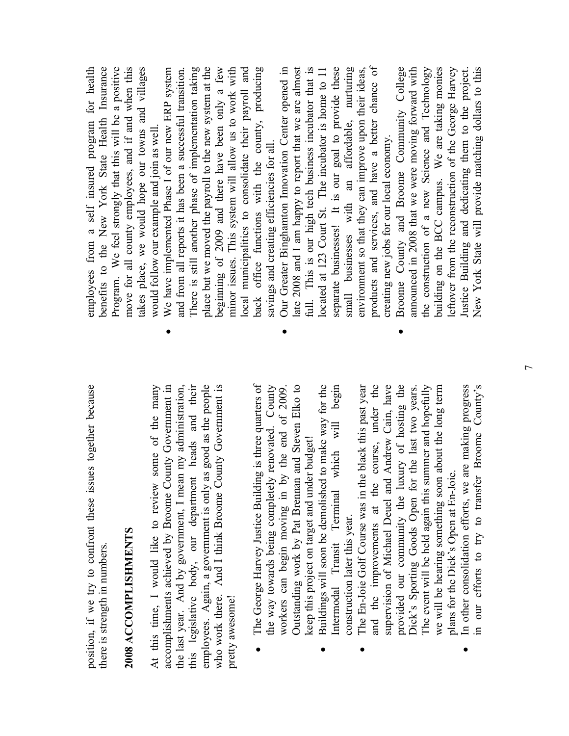position, if we try to confront these issues together because there is strength in numbers.

## 2008 ACCOMPLISHMENTS

At this time, I would like to review some of the many accomplishments achieved by Broome County Government in the last year. And by government, I mean my administration, this legislative body, our department heads and their employees. Again, a government is only as good as the people who work there. And I think Broome County Government is pretty awesome!

- The George Harvey Justice Building is three quarters of the way towards being completely renovated. County workers can begin moving in by the end of 2009. Outstanding work by Pat Brennan and Steven Elko to keep this project on target and under budget!
- Buildings will soon be demolished to make way for the Intermodal Transit Terminal which will begin construction later this year.
- The En-Joie Golf Course was in the black this past year and the improvements at the course, under the supervision of Michael Deuel and Andrew Cain, have provided our community the luxury of hosting the Dick's Sporting Goods Open for the last two years. The event will be held again this summer and hopefully we will be hearing something soon about the long term plans for the Dick's Open at En-Joie.
- In other consolidation efforts, we are making progress in our efforts to try to transfer Broome County's employees from a self insured program for health benefits to the New York State Health Insurance Program. We feel strongly that this will be a positive move for all county employees, and if and when this takes place, we would hope our towns and villages would follow our example and join as well.
- We have implemented Phase I of our new ERP system and from all reports it has been a successful transition. There is still another phase of implementation taking place but we moved the payroll to the new system at the beginning of 2009 and there have been only a few minor issues. This system will allow us to work with local municipalities to consolidate their payroll and back office functions with the county, producing savings and creating efficiencies for all.
- Our Greater Binghamton Innovation Center opened in late 2008 and I am happy to report that we are almost full. This is our high tech business incubator that is located at 123 Court St. The incubator is home to 11 separate businesses! It is our goal to provide these small businesses with an affordable, nurturing environment so that they can improve upon their ideas, products and services, and have a better chance of creating new jobs for our local economy.
- Broome County and Broome Community College announced in 2008 that we were moving forward with the construction of a new Science and Technology building on the BCC campus. We are taking monies leftover from the reconstruction of the George Harvey Justice Building and dedicating them to the project. New York State will provide matching dollars to this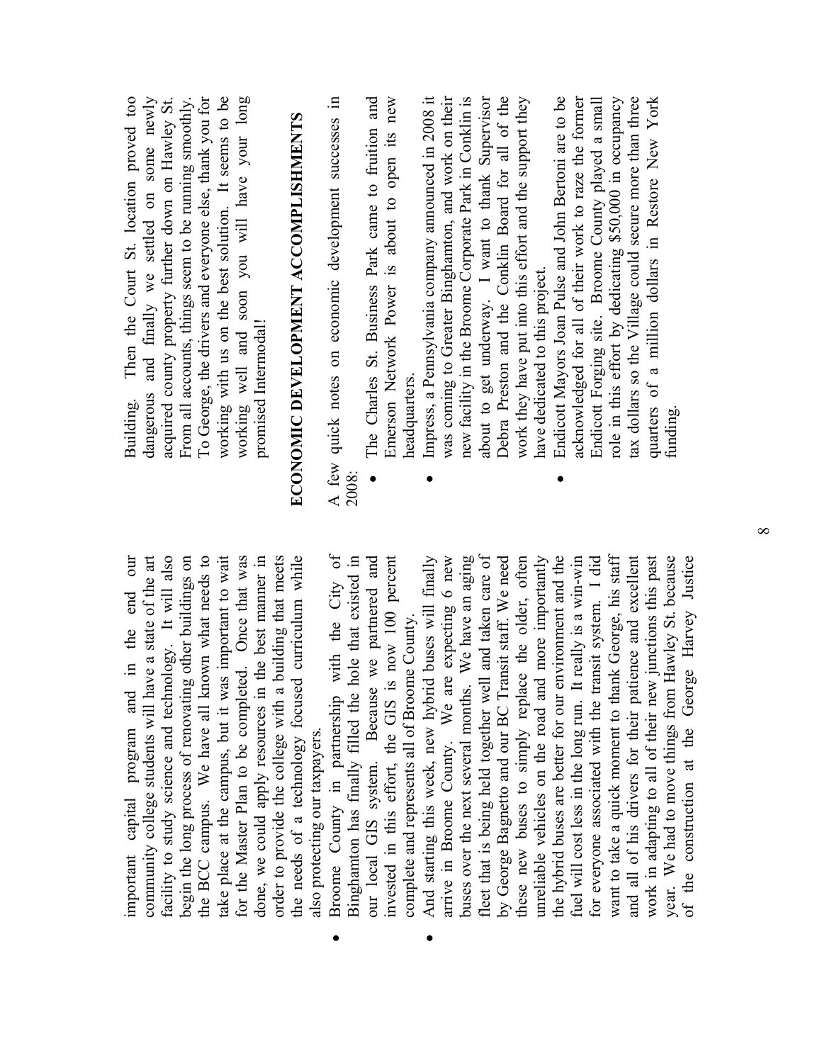important capital program and in the end our community college students will have a state of the art facility to study science and technology. It will also begin the long process of renovating other buildings on the BCC campus. We have all known what needs to take place at the campus, but it was important to wait for the Master Plan to be completed. Once that was done, we could apply resources in the best manner in order to provide the college with a building that meets the needs of a technology focused curriculum while also protecting our taxpayers.

- Broome County in partnership with the City of Binghamton has finally filled the hole that existed in our local GIS system. Because we partnered and invested in this effort, the GIS is now 100 percent complete and represents all of Broome County.
- And starting this week, new hybrid buses will finally arrive in Broome County. We are expecting 6 new buses over the next several months. We have an aging fleet that is being held together well and taken care of by George Bagnetto and our BC Transit staff. We need these new buses to simply replace the older, often unreliable vehicles on the road and more importantly the hybrid buses are better for our environment and the fuel will cost less in the long run. It really is a win-win for everyone associated with the transit system. I did want to take a quick moment to thank George, his staff and all of his drivers for their patience and excellent work in adapting to all of their new junctions this past year. We had to move things from Hawley St. because of the construction at the George Harvey Justice Building. Then the Court St. location proved too dangerous and finally we settled on some newly acquired county property further down on Hawley St. From all accounts, things seem to be running smoothly. To George, the drivers and everyone else, thank you for working with us on the best solution. It seems to be working well and soon you will have your long promised Intermodal!

## ECONOMIC DEVELOPMENT ACCOMPLISHMENTS

A few quick notes on economic development successes in 2008:

- The Charles St. Business Park came to fruition and Emerson Network Power is about to open its new headquarters.
- Impress, a Pennsylvania company announced in 2008 it was coming to Greater Binghamton, and work on their new facility in the Broome Corporate Park in Conklin is about to get underway. I want to thank Supervisor Debra Preston and the Conklin Board for all of the work they have put into this effort and the support they have dedicated to this project.
- Endicott Mayors Joan Pulse and John Bertoni are to be acknowledged for all of their work to raze the former Endicott Forging site. Broome County played a small role in this effort by dedicating $50,000 in occupancy tax dollars so the Village could secure more than three quarters of a million dollars in Restore New York funding.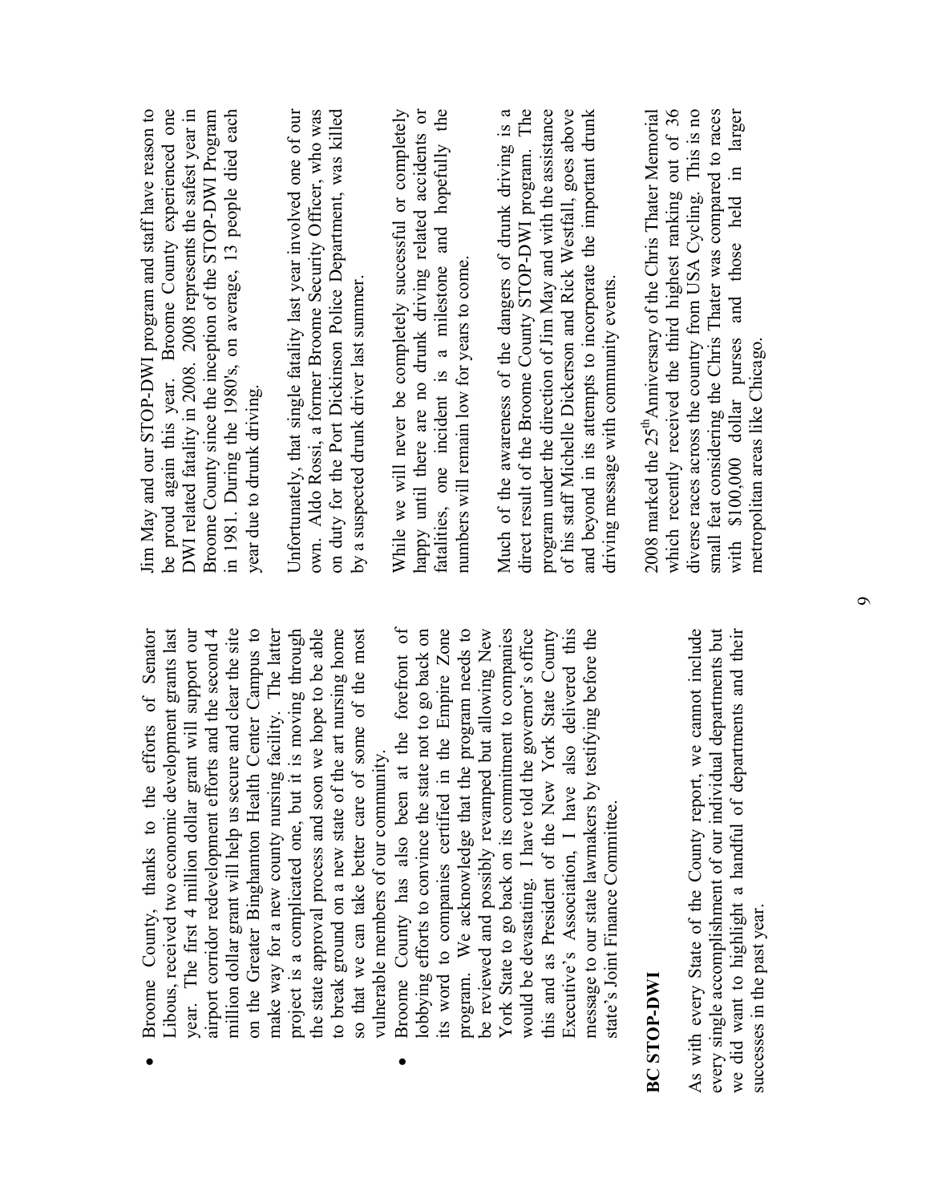- Broome County, thanks to the efforts of Senator Libous, received two economic development grants last year. The first 4 million dollar grant will support our airport corridor redevelopment efforts and the second 4 million dollar grant will help us secure and clear the site on the Greater Binghamton Health Center Campus to make way for a new county nursing facility. The latter project is a complicated one, but it is moving through the state approval process and soon we hope to be able to break ground on a new state of the art nursing home so that we can take better care of some of the most vulnerable members of our community.
- Broome County has also been at the forefront of lobbying efforts to convince the state not to go back on its word to companies certified in the Empire Zone program. We acknowledge that the program needs to be reviewed and possibly revamped but allowing New York State to go back on its commitment to companies would be devastating. I have told the governor's office this and as President of the New York State County Executive's Association, I have also delivered this message to our state lawmakers by testifying before the state's Joint Finance Committee.

## BC STOP-DWI

As with every State of the County report, we cannot include every single accomplishment of our individual departments but we did want to highlight a handful of departments and their successes in the past year.

Jim May and our STOP-DWI program and staff have reason to be proud again this year. Broome County experienced one DWI related fatality in 2008. 2008 represents the safest year in Broome County since the inception of the STOP-DWI Program in 1981. During the 1980's, on average, 13 people died each year due to drunk driving.

Unfortunately, that single fatality last year involved one of our own. Aldo Rossi, a former Broome Security Officer, who was on duty for the Port Dickinson Police Department, was killed by a suspected drunk driver last summer.

While we will never be completely successful or completely happy until there are no drunk driving related accidents or fatalities, one incident is a milestone and hopefully the numbers will remain low for years to come.

Much of the awareness of the dangers of drunk driving is a direct result of the Broome County STOP-DWI program. The program under the direction of Jim May and with the assistance of his staff Michelle Dickerson and Rick Westfall, goes above and beyond in its attempts to incorporate the important drunk driving message with community events.

2008 marked the 25th Anniversary of the Chris Thater Memorial which recently received the third highest ranking out of 36 diverse races across the country from USA Cycling. This is no small feat considering the Chris Thater was compared to races with $100,000 dollar purses and those held in larger metropolitan areas like Chicago.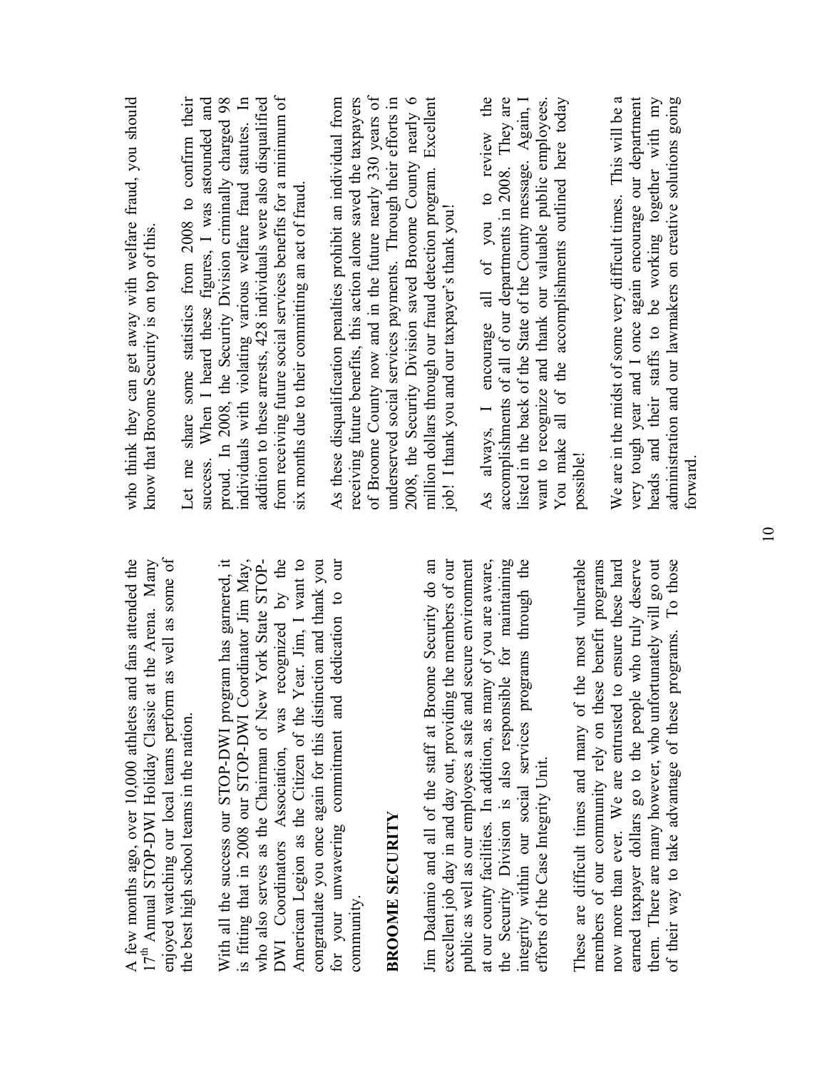A few months ago, over 10,000 athletes and fans attended the 17th Annual STOP-DWI Holiday Classic at the Arena. Many enjoyed watching our local teams perform as well as some of the best high school teams in the nation.

With all the success our STOP-DWI program has garnered, it is fitting that in 2008 our STOP-DWI Coordinator Jim May, who also serves as the Chairman of New York State STOP-DWI Coordinators Association, was recognized by the American Legion as the Citizen of the Year. Jim, I want to congratulate you once again for this distinction and thank you for your unwavering commitment and dedication to our community.

## BROOME SECURITY

Jim Dadamio and all of the staff at Broome Security do an excellent job day in and day out, providing the members of our public as well as our employees a safe and secure environment at our county facilities. In addition, as many of you are aware, the Security Division is also responsible for maintaining integrity within our social services programs through the efforts of the Case Integrity Unit.

These are difficult times and many of the most vulnerable members of our community rely on these benefit programs now more than ever. We are entrusted to ensure these hard earned taxpayer dollars go to the people who truly deserve them. There are many however, who unfortunately will go out of their way to take advantage of these programs. To those who think they can get away with welfare fraud, you should know that Broome Security is on top of this.

Let me share some statistics from 2008 to confirm their success. When I heard these figures, I was astounded and proud. In 2008, the Security Division criminally charged 98 individuals with violating various welfare fraud statutes. In addition to these arrests, 428 individuals were also disqualified from receiving future social services benefits for a minimum of six months due to their committing an act of fraud.

As these disqualification penalties prohibit an individual from receiving future benefits, this action alone saved the taxpayers of Broome County now and in the future nearly 330 years of underserved social services payments. Through their efforts in 2008, the Security Division saved Broome County nearly 6 million dollars through our fraud detection program. Excellent job! I thank you and our taxpayer's thank you!

As always, I encourage all of you to review the accomplishments of all of our departments in 2008. They are listed in the back of the State of the County message. Again, I want to recognize and thank our valuable public employees. You make all of the accomplishments outlined here today possible!

We are in the midst of some very difficult times. This will be a very tough year and I once again encourage our department heads and their staffs to be working together with my administration and our lawmakers on creative solutions going forward.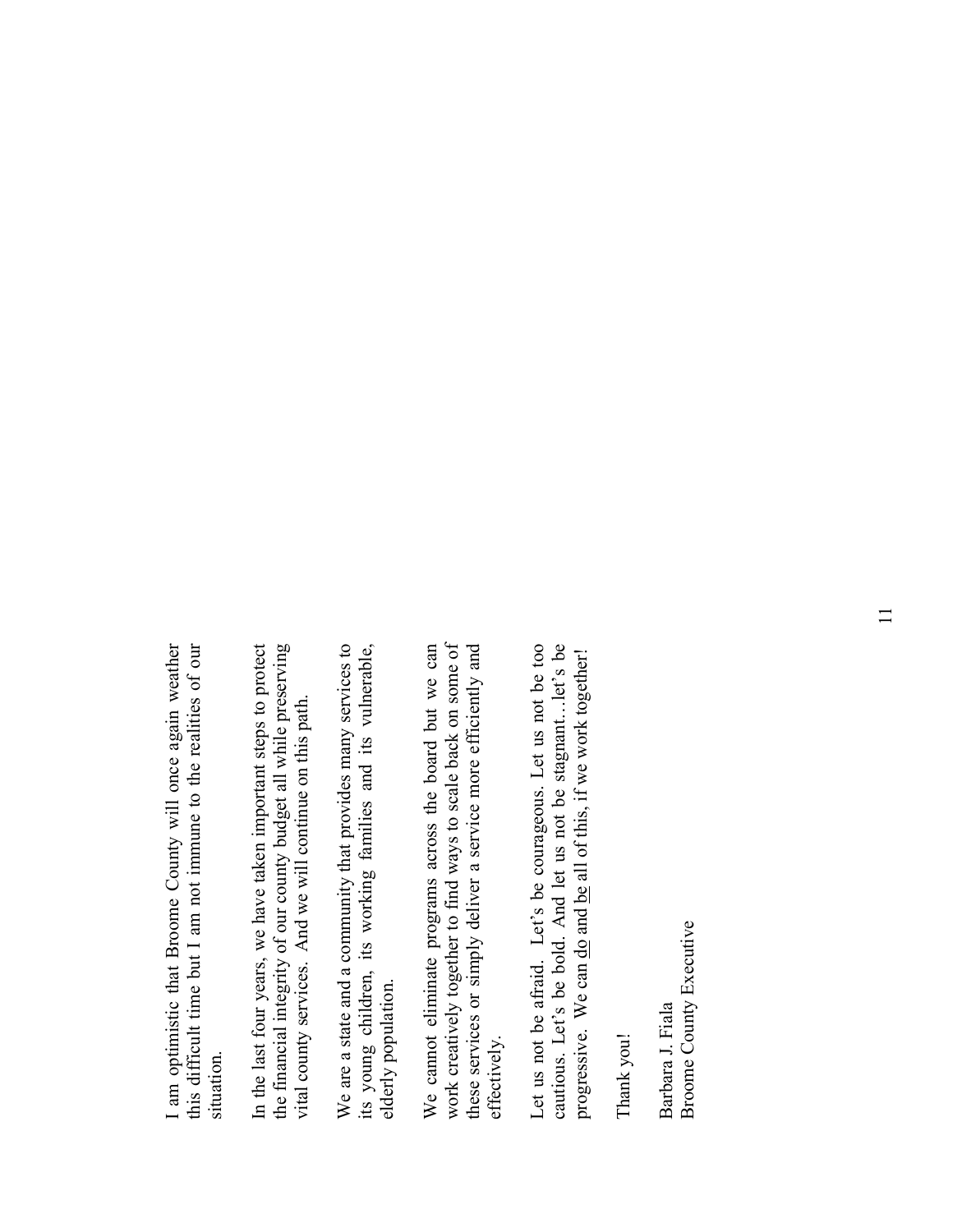I am optimistic that Broome County will once again weather this difficult time but I am not immune to the realities of our situation.

In the last four years, we have taken important steps to protect the financial integrity of our county budget all while preserving vital county services. And we will continue on this path.

We are a state and a community that provides many services to its young children, its working families and its vulnerable, elderly population.

We cannot eliminate programs across the board but we can work creatively together to find ways to scale back on some of these services or simply deliver a service more efficiently and effectively.

Let us not be afraid. Let's be courageous. Let us not be too cautious. Let's be bold. And let us not be stagnant…let's be progressive. We can <u>do</u> and <u>be</u> all of this, if we work together!

Thank you!

Barbara J. Fiala
Broome County Executive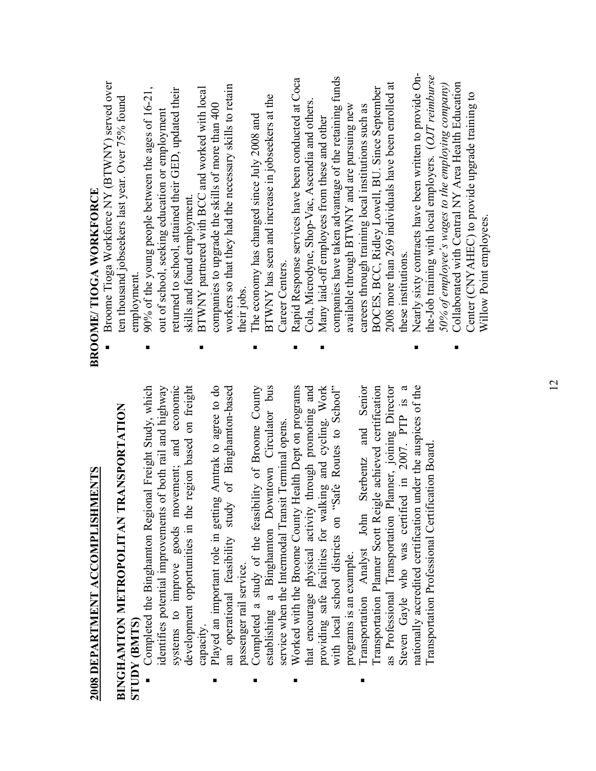## 2008 DEPARTMENT ACCOMPLISHMENTS

### BINGHAMTON METROPOLITAN TRANSPORTATION STUDY (BMTS)

- Completed the Binghamton Regional Freight Study, which identifies potential improvements of both rail and highway systems to improve goods movement; and economic development opportunities in the region based on freight capacity.
- Played an important role in getting Amtrak to agree to do an operational feasibility study of Binghamton-based passenger rail service.
- Completed a study of the feasibility of Broome County establishing a Binghamton Downtown Circulator bus service when the Intermodal Transit Terminal opens.
- Worked with the Broome County Health Dept on programs that encourage physical activity through promoting and providing safe facilities for walking and cycling. Work with local school districts on "Safe Routes to School" programs is an example.
- Transportation Analyst John Sterbentz and Senior Transportation Planner Scott Reigle achieved certification as Professional Transportation Planner, joining Director Steven Gayle who was certified in 2007. PTP is a nationally accredited certification under the auspices of the Transportation Professional Certification Board.

### BROOME/ TIOGA WORKFORCE

- Broome Tioga Workforce NY (BTWNY) served over ten thousand jobseekers last year. Over 75% found employment.
- 90% of the young people between the ages of 16-21, out of school, seeking education or employment returned to school, attained their GED, updated their skills and found employment.
- BTWNY partnered with BCC and worked with local companies to upgrade the skills of more than 400 workers so that they had the necessary skills to retain their jobs.
- The economy has changed since July 2008 and BTWNY has seen and increase in jobseekers at the Career Centers.
- Rapid Response services have been conducted at Coca Cola, Microdyne, Shop-Vac, Ascendia and others.
- Many laid-off employees from these and other companies have taken advantage of the retaining funds available through BTWNY and are pursuing new careers through training local institutions such as BOCES, BCC, Ridley Lowell, BU. Since September 2008 more than 269 individuals have been enrolled at these institutions.
- Nearly sixty contracts have been written to provide On-the-Job training with local employers. (*OJT reimburse 50% of employee's wages to the employing company*)
- Collaborated with Central NY Area Health Education Center (CNYAHEC) to provide upgrade training to Willow Point employees.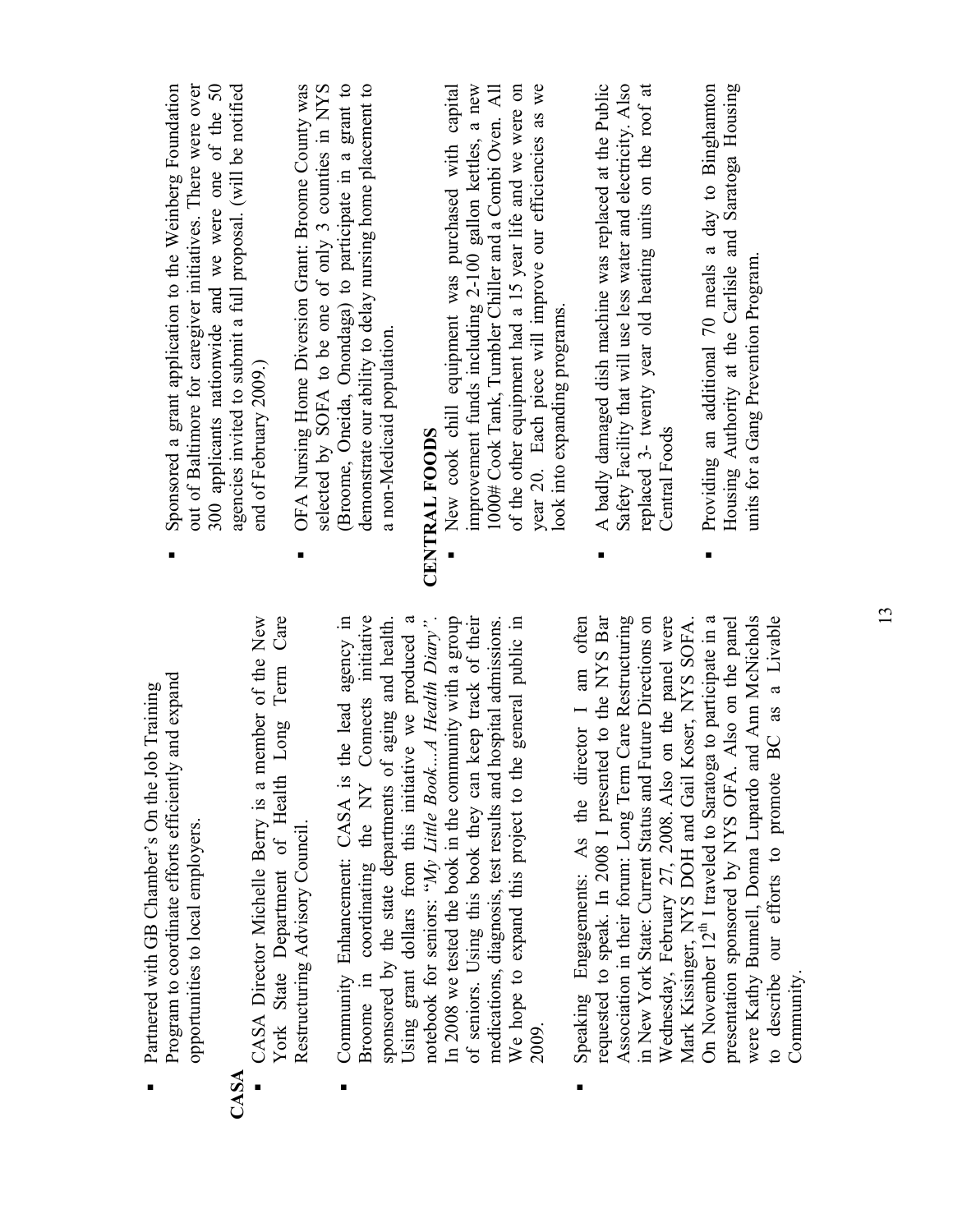- Partnered with GB Chamber's On the Job Training Program to coordinate efforts efficiently and expand opportunities to local employers.

**CASA**

- CASA Director Michelle Berry is a member of the New York State Department of Health Long Term Care Restructuring Advisory Council.

- Community Enhancement: CASA is the lead agency in Broome in coordinating the NY Connects initiative sponsored by the state departments of aging and health. Using grant dollars from this initiative we produced a notebook for seniors: "*My Little Book…A Health Diary*". In 2008 we tested the book in the community with a group of seniors. Using this book they can keep track of their medications, diagnosis, test results and hospital admissions. We hope to expand this project to the general public in 2009.

- Speaking Engagements: As the director I am often requested to speak. In 2008 I presented to the NYS Bar Association in their forum: Long Term Care Restructuring in New York State: Current Status and Future Directions on Wednesday, February 27, 2008. Also on the panel were Mark Kissinger, NYS DOH and Gail Koser, NYS SOFA. On November 12th I traveled to Saratoga to participate in a presentation sponsored by NYS OFA. Also on the panel were Kathy Bunnell, Donna Lupardo and Ann McNichols to describe our efforts to promote BC as a Livable Community.

- Sponsored a grant application to the Weinberg Foundation out of Baltimore for caregiver initiatives. There were over 300 applicants nationwide and we were one of the 50 agencies invited to submit a full proposal. (will be notified end of February 2009.)

- OFA Nursing Home Diversion Grant: Broome County was selected by SOFA to be one of only 3 counties in NYS (Broome, Oneida, Onondaga) to participate in a grant to demonstrate our ability to delay nursing home placement to a non-Medicaid population.

**CENTRAL FOODS**

- New cook chill equipment was purchased with capital improvement funds including 2-100 gallon kettles, a new 1000# Cook Tank, Tumbler Chiller and a Combi Oven. All of the other equipment had a 15 year life and we were on year 20. Each piece will improve our efficiencies as we look into expanding programs.

- A badly damaged dish machine was replaced at the Public Safety Facility that will use less water and electricity. Also replaced 3- twenty year old heating units on the roof at Central Foods

- Providing an additional 70 meals a day to Binghamton Housing Authority at the Carlisle and Saratoga Housing units for a Gang Prevention Program.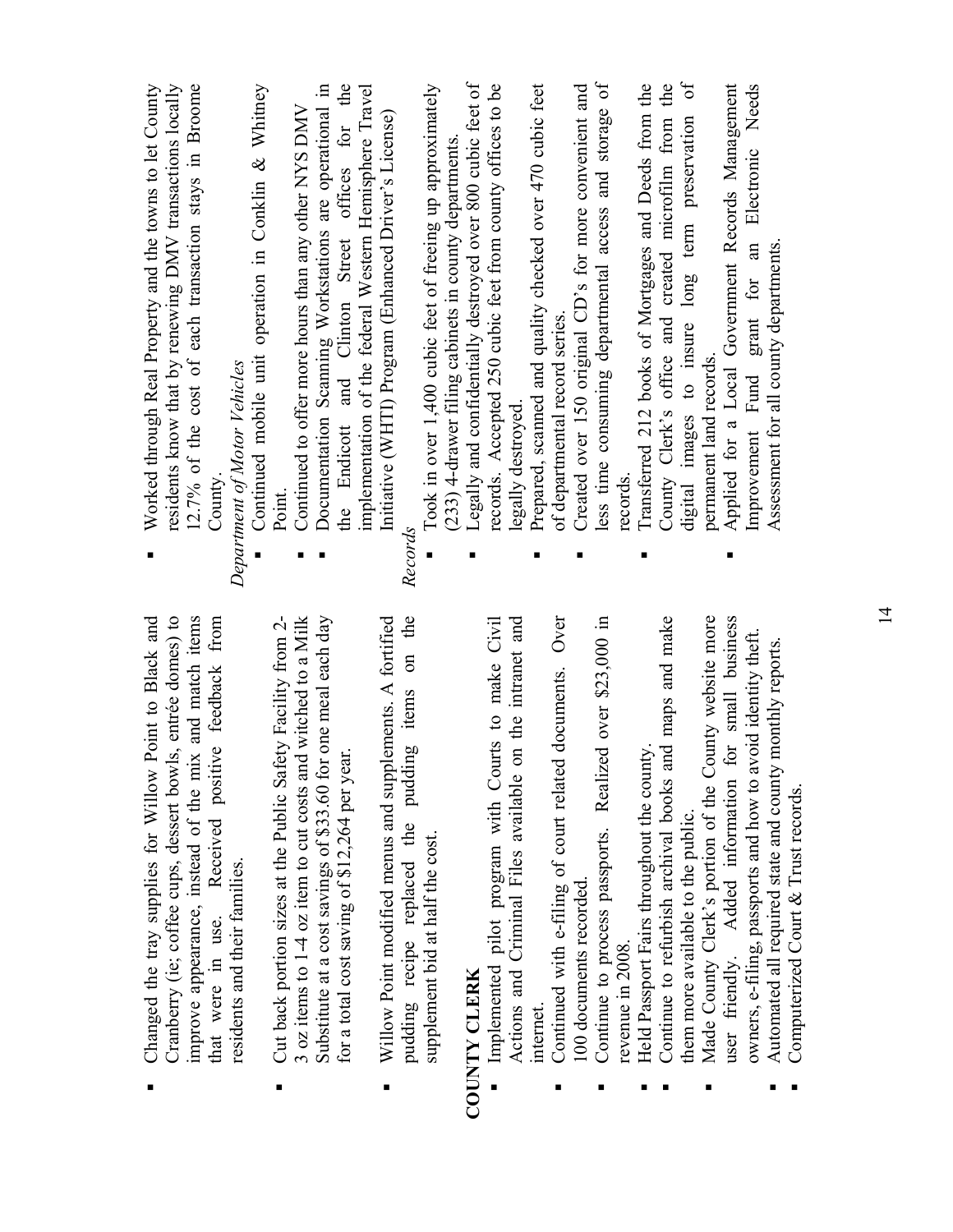- Changed the tray supplies for Willow Point to Black and Cranberry (ie; coffee cups, dessert bowls, entrée domes) to improve appearance, instead of the mix and match items that were in use. Received positive feedback from residents and their families.

- Cut back portion sizes at the Public Safety Facility from 2-3 oz items to 1-4 oz item to cut costs and witched to a Milk Substitute at a cost savings of $33.60 for one meal each day for a total cost saving of $12,264 per year.

- Willow Point modified menus and supplements. A fortified pudding recipe replaced the pudding items on the supplement bid at half the cost.

**COUNTY CLERK**

- Implemented pilot program with Courts to make Civil Actions and Criminal Files available on the intranet and internet.
- Continued with e-filing of court related documents. Over 100 documents recorded.
- Continue to process passports. Realized over $23,000 in revenue in 2008.
- Held Passport Fairs throughout the county.
- Continue to refurbish archival books and maps and make them more available to the public.
- Made County Clerk's portion of the County website more user friendly. Added information for small business owners, e-filing, passports and how to avoid identity theft.
- Automated all required state and county monthly reports.
- Computerized Court & Trust records.

- Worked through Real Property and the towns to let County residents know that by renewing DMV transactions locally 12.7% of the cost of each transaction stays in Broome County.

*Department of Motor Vehicles*

- Continued mobile unit operation in Conklin & Whitney Point.
- Continued to offer more hours than any other NYS DMV
- Documentation Scanning Workstations are operational in the Endicott and Clinton Street offices for the implementation of the federal Western Hemisphere Travel Initiative (WHTI) Program (Enhanced Driver's License)

*Records*

- Took in over 1,400 cubic feet of freeing up approximately (233) 4-drawer filing cabinets in county departments.
- Legally and confidentially destroyed over 800 cubic feet of records. Accepted 250 cubic feet from county offices to be legally destroyed.
- Prepared, scanned and quality checked over 470 cubic feet of departmental record series.
- Created over 150 original CD's for more convenient and less time consuming departmental access and storage of records.
- Transferred 212 books of Mortgages and Deeds from the County Clerk's office and created microfilm from the digital images to insure long term preservation of permanent land records.
- Applied for a Local Government Records Management Improvement Fund grant for an Electronic Needs Assessment for all county departments.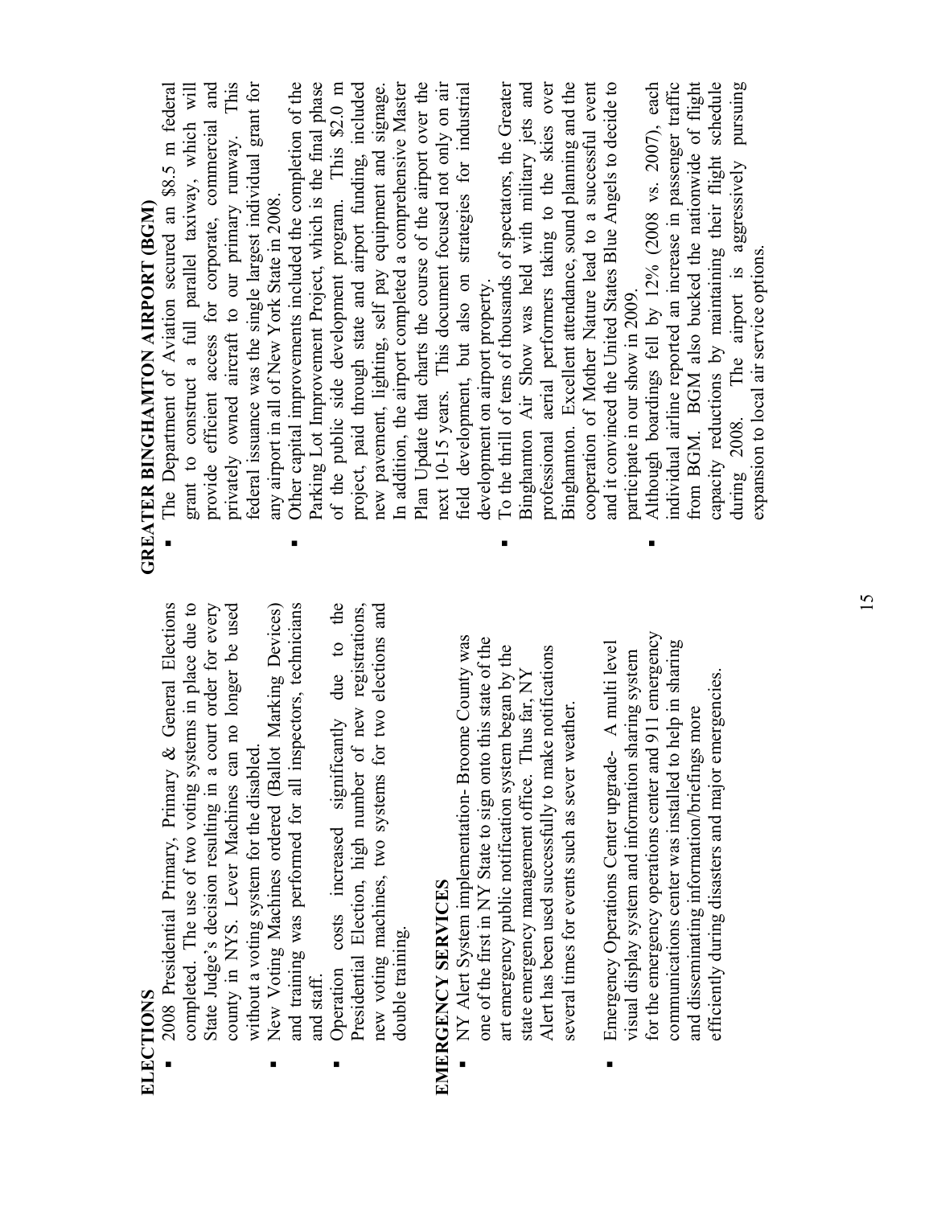## ELECTIONS

- 2008 Presidential Primary, Primary & General Elections completed. The use of two voting systems in place due to State Judge's decision resulting in a court order for every county in NYS. Lever Machines can no longer be used without a voting system for the disabled.
- New Voting Machines ordered (Ballot Marking Devices) and training was performed for all inspectors, technicians and staff.
- Operation costs increased significantly due to the Presidential Election, high number of new registrations, new voting machines, two systems for two elections and double training.

## EMERGENCY SERVICES

- NY Alert System implementation- Broome County was one of the first in NY State to sign onto this state of the art emergency public notification system began by the state emergency management office. Thus far, NY Alert has been used successfully to make notifications several times for events such as sever weather.
- Emergency Operations Center upgrade- A multi level visual display system and information sharing system for the emergency operations center and 911 emergency communications center was installed to help in sharing and disseminating information/briefings more efficiently during disasters and major emergencies.

## GREATER BINGHAMTON AIRPORT (BGM)

- The Department of Aviation secured an $8.5 m federal grant to construct a full parallel taxiway, which will provide efficient access for corporate, commercial and privately owned aircraft to our primary runway. This federal issuance was the single largest individual grant for any airport in all of New York State in 2008.
- Other capital improvements included the completion of the Parking Lot Improvement Project, which is the final phase of the public side development program. This $2.0 m project, paid through state and airport funding, included new pavement, lighting, self pay equipment and signage. In addition, the airport completed a comprehensive Master Plan Update that charts the course of the airport over the next 10-15 years. This document focused not only on air field development, but also on strategies for industrial development on airport property.
- To the thrill of tens of thousands of spectators, the Greater Binghamton Air Show was held with military jets and professional aerial performers taking to the skies over Binghamton. Excellent attendance, sound planning and the cooperation of Mother Nature lead to a successful event and it convinced the United States Blue Angels to decide to participate in our show in 2009.
- Although boardings fell by 12% (2008 vs. 2007), each individual airline reported an increase in passenger traffic from BGM. BGM also bucked the nationwide of flight capacity reductions by maintaining their flight schedule during 2008. The airport is aggressively pursuing expansion to local air service options.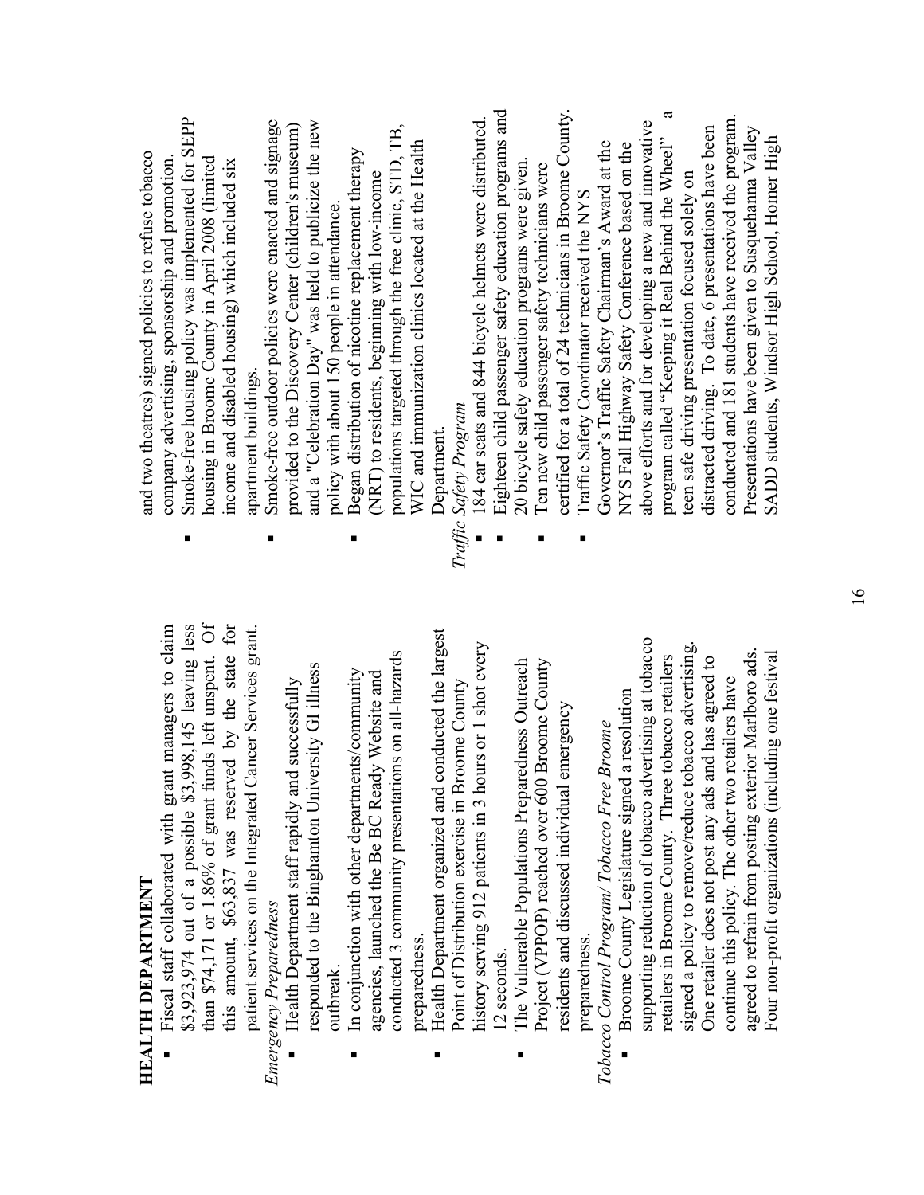## HEALTH DEPARTMENT

- Fiscal staff collaborated with grant managers to claim $3,923,974 out of a possible $3,998,145 leaving less than $74,171 or 1.86% of grant funds left unspent. Of this amount, $63,837 was reserved by the state for patient services on the Integrated Cancer Services grant.

*Emergency Preparedness*

- Health Department staff rapidly and successfully responded to the Binghamton University GI illness outbreak.
- In conjunction with other departments/community agencies, launched the Be BC Ready Website and conducted 3 community presentations on all-hazards preparedness.
- Health Department organized and conducted the largest Point of Distribution exercise in Broome County history serving 912 patients in 3 hours or 1 shot every 12 seconds.
- The Vulnerable Populations Preparedness Outreach Project (VPPOP) reached over 600 Broome County residents and discussed individual emergency preparedness.

*Tobacco Control Program/ Tobacco Free Broome*

- Broome County Legislature signed a resolution supporting reduction of tobacco advertising at tobacco retailers in Broome County. Three tobacco retailers signed a policy to remove/reduce tobacco advertising. One retailer does not post any ads and has agreed to continue this policy. The other two retailers have agreed to refrain from posting exterior Marlboro ads. Four non-profit organizations (including one festival and two theatres) signed policies to refuse tobacco company advertising, sponsorship and promotion.
- Smoke-free housing policy was implemented for SEPP housing in Broome County in April 2008 (limited income and disabled housing) which included six apartment buildings.
- Smoke-free outdoor policies were enacted and signage provided to the Discovery Center (children's museum) and a "Celebration Day" was held to publicize the new policy with about 150 people in attendance.
- Began distribution of nicotine replacement therapy (NRT) to residents, beginning with low-income populations targeted through the free clinic, STD, TB, WIC and immunization clinics located at the Health Department.

*Traffic Safety Program*

- 184 car seats and 844 bicycle helmets were distributed.
- Eighteen child passenger safety education programs and 20 bicycle safety education programs were given.
- Ten new child passenger safety technicians were certified for a total of 24 technicians in Broome County.
- Traffic Safety Coordinator received the NYS Governor's Traffic Safety Chairman's Award at the NYS Fall Highway Safety Conference based on the above efforts and for developing a new and innovative program called "Keeping it Real Behind the Wheel" – a teen safe driving presentation focused solely on distracted driving. To date, 6 presentations have been conducted and 181 students have received the program. Presentations have been given to Susquehanna Valley SADD students, Windsor High School, Homer High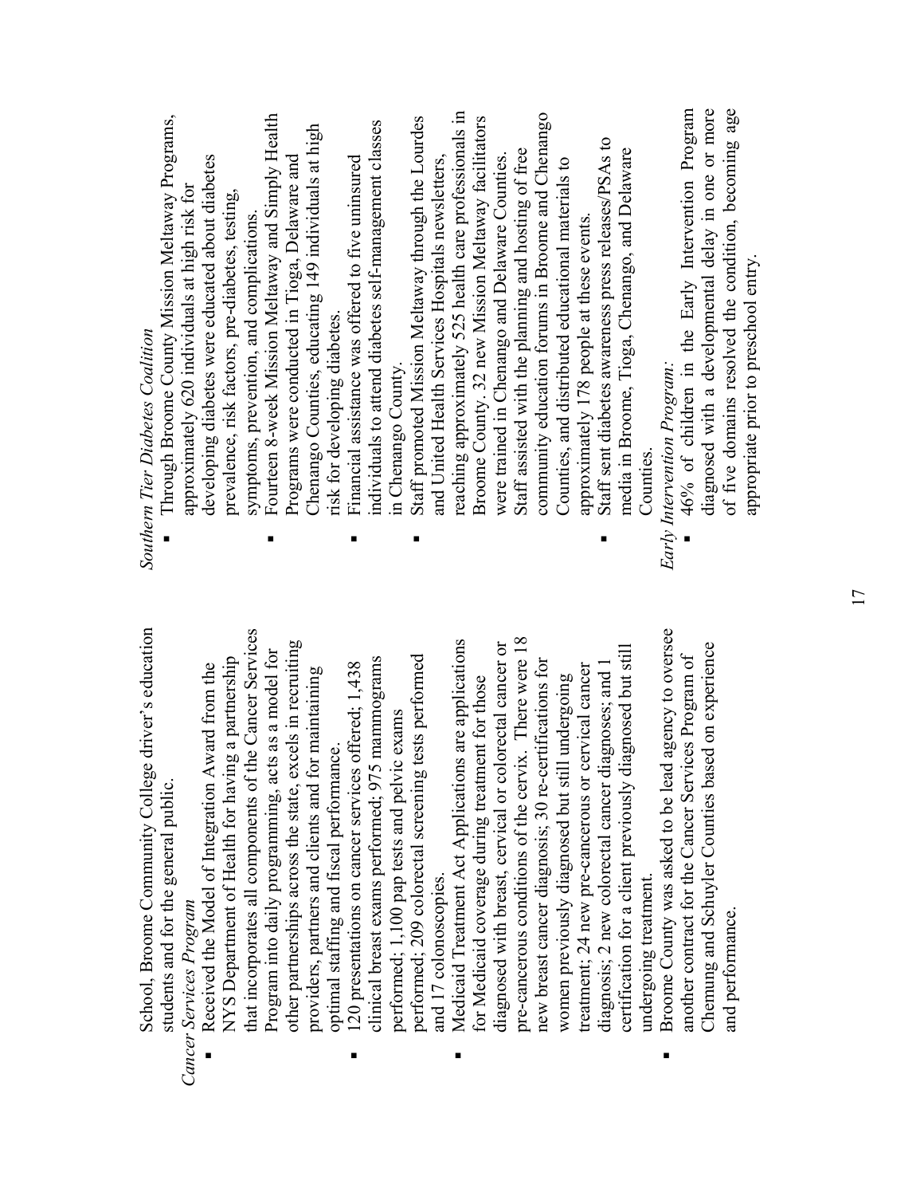School, Broome Community College driver's education students and for the general public.

*Cancer Services Program*

- Received the Model of Integration Award from the NYS Department of Health for having a partnership that incorporates all components of the Cancer Services Program into daily programming, acts as a model for other partnerships across the state, excels in recruiting providers, partners and clients and for maintaining optimal staffing and fiscal performance.
- 120 presentations on cancer services offered; 1,438 clinical breast exams performed; 975 mammograms performed; 1,100 pap tests and pelvic exams performed; 209 colorectal screening tests performed and 17 colonoscopies.
- Medicaid Treatment Act Applications are applications for Medicaid coverage during treatment for those diagnosed with breast, cervical or colorectal cancer or pre-cancerous conditions of the cervix. There were 18 new breast cancer diagnosis; 30 re-certifications for women previously diagnosed but still undergoing treatment; 24 new pre-cancerous or cervical cancer diagnosis; 2 new colorectal cancer diagnoses; and 1 certification for a client previously diagnosed but still undergoing treatment.
- Broome County was asked to be lead agency to oversee another contract for the Cancer Services Program of Chemung and Schuyler Counties based on experience and performance.

*Southern Tier Diabetes Coalition*

- Through Broome County Mission Meltaway Programs, approximately 620 individuals at high risk for developing diabetes were educated about diabetes prevalence, risk factors, pre-diabetes, testing, symptoms, prevention, and complications.
- Fourteen 8-week Mission Meltaway and Simply Health Programs were conducted in Tioga, Delaware and Chenango Counties, educating 149 individuals at high risk for developing diabetes.
- Financial assistance was offered to five uninsured individuals to attend diabetes self-management classes in Chenango County.
- Staff promoted Mission Meltaway through the Lourdes and United Health Services Hospitals newsletters, reaching approximately 525 health care professionals in Broome County. 32 new Mission Meltaway facilitators were trained in Chenango and Delaware Counties. Staff assisted with the planning and hosting of free community education forums in Broome and Chenango Counties, and distributed educational materials to approximately 178 people at these events.
- Staff sent diabetes awareness press releases/PSAs to media in Broome, Tioga, Chenango, and Delaware Counties.

*Early Intervention Program:*

- 46% of children in the Early Intervention Program diagnosed with a developmental delay in one or more of five domains resolved the condition, becoming age appropriate prior to preschool entry.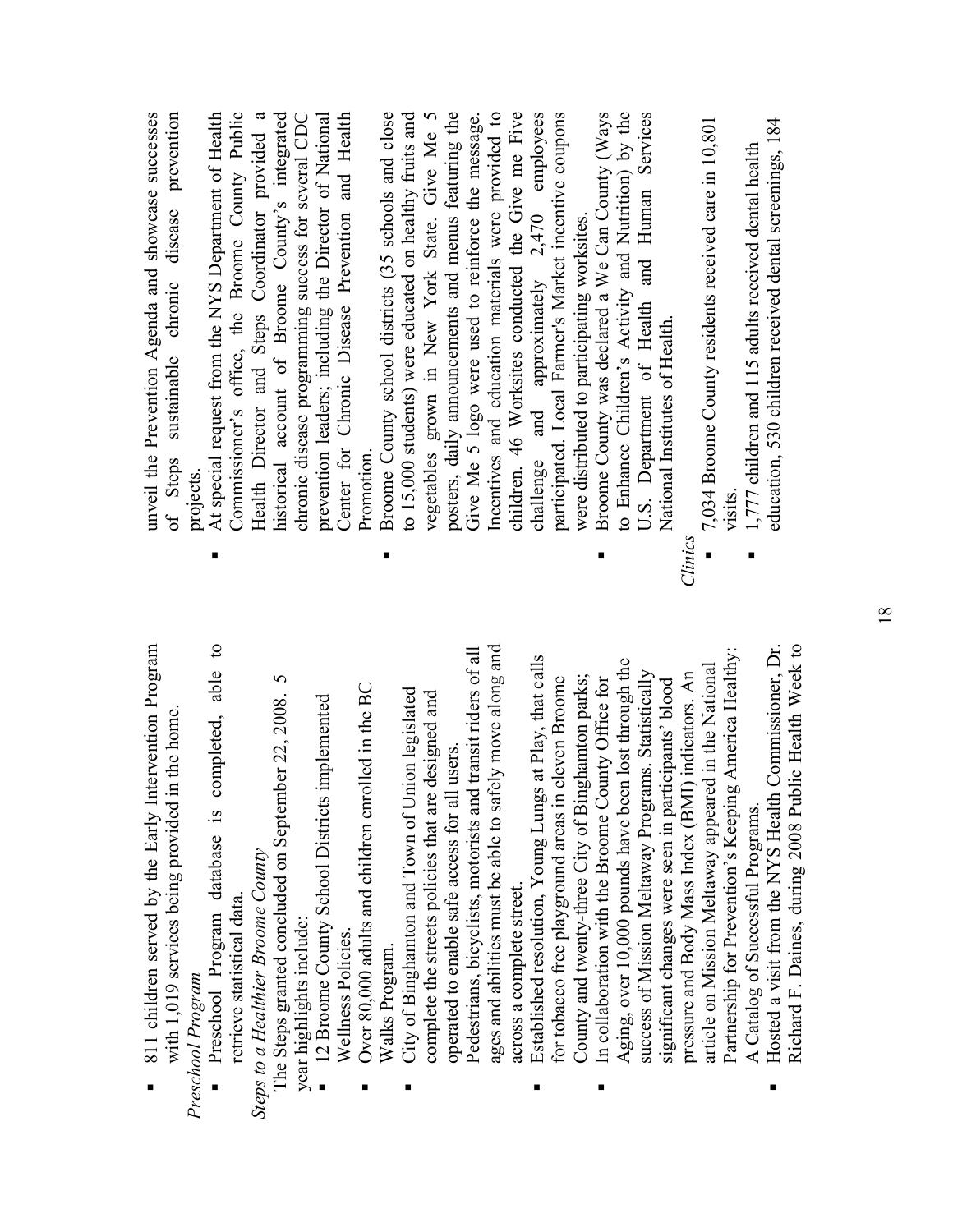- 811 children served by the Early Intervention Program with 1,019 services being provided in the home.

*Preschool Program*

- Preschool Program database is completed, able to retrieve statistical data.

*Steps to a Healthier Broome County*

The Steps granted concluded on September 22, 2008. 5 year highlights include:

- 12 Broome County School Districts implemented Wellness Policies.
- Over 80,000 adults and children enrolled in the BC Walks Program.
- City of Binghamton and Town of Union legislated complete the streets policies that are designed and operated to enable safe access for all users. Pedestrians, bicyclists, motorists and transit riders of all ages and abilities must be able to safely move along and across a complete street.
- Established resolution, Young Lungs at Play, that calls for tobacco free playground areas in eleven Broome County and twenty-three City of Binghamton parks;
- In collaboration with the Broome County Office for Aging, over 10,000 pounds have been lost through the success of Mission Meltaway Programs. Statistically significant changes were seen in participants' blood pressure and Body Mass Index (BMI) indicators. An article on Mission Meltaway appeared in the National Partnership for Prevention's Keeping America Healthy: A Catalog of Successful Programs.
- Hosted a visit from the NYS Health Commissioner, Dr. Richard F. Daines, during 2008 Public Health Week to unveil the Prevention Agenda and showcase successes of Steps sustainable chronic disease prevention projects.
- At special request from the NYS Department of Health Commissioner's office, the Broome County Public Health Director and Steps Coordinator provided a historical account of Broome County's integrated chronic disease programming success for several CDC prevention leaders; including the Director of National Center for Chronic Disease Prevention and Health Promotion.
- Broome County school districts (35 schools and close to 15,000 students) were educated on healthy fruits and vegetables grown in New York State. Give Me 5 posters, daily announcements and menus featuring the Give Me 5 logo were used to reinforce the message. Incentives and education materials were provided to children. 46 Worksites conducted the Give me Five challenge and approximately 2,470 employees participated. Local Farmer's Market incentive coupons were distributed to participating worksites.
- Broome County was declared a We Can County (Ways to Enhance Children's Activity and Nutrition) by the U.S. Department of Health and Human Services National Institutes of Health.

*Clinics*

- 7,034 Broome County residents received care in 10,801 visits.
- 1,777 children and 115 adults received dental health education, 530 children received dental screenings, 184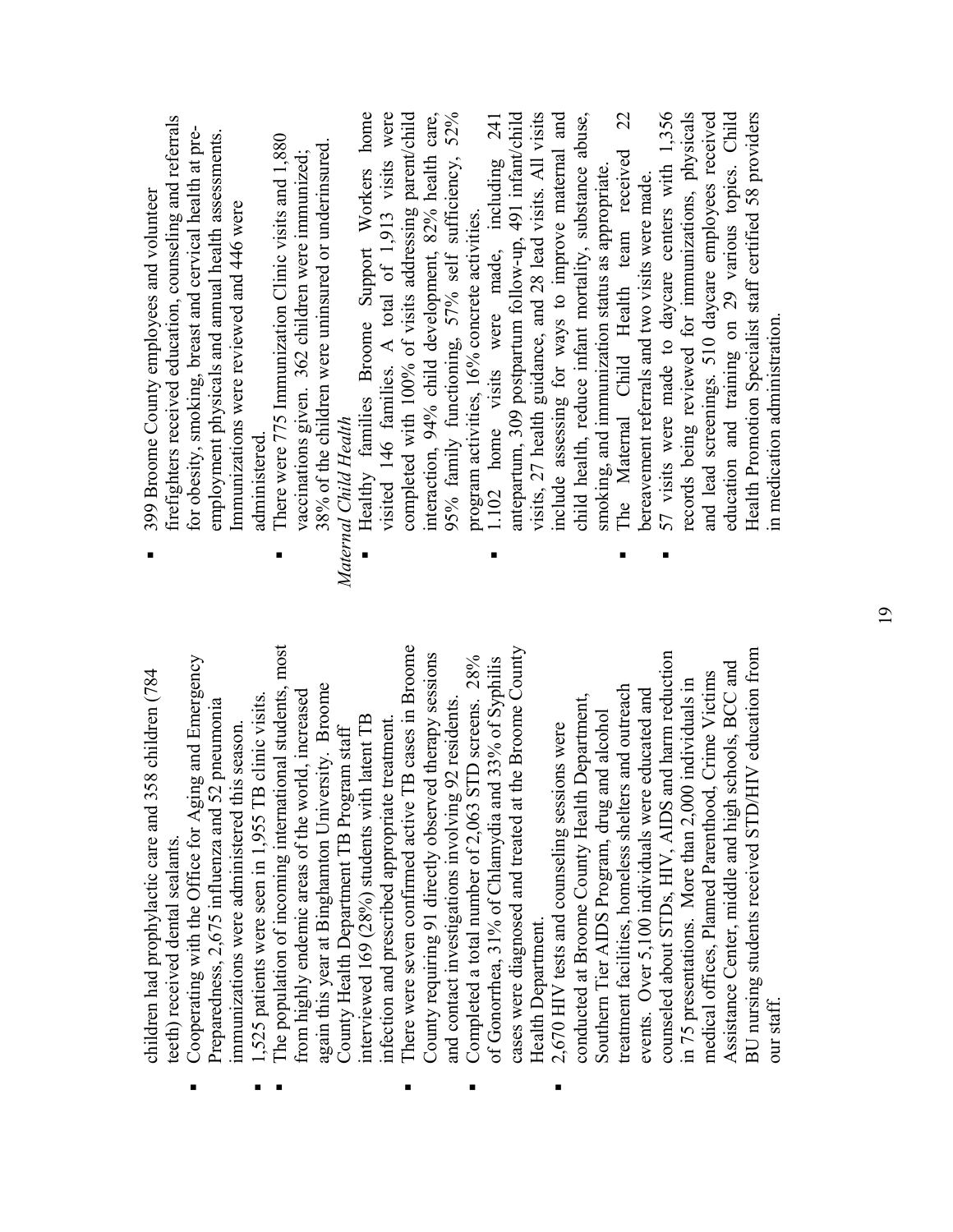children had prophylactic care and 358 children (784 teeth) received dental sealants.

- Cooperating with the Office for Aging and Emergency Preparedness, 2,675 influenza and 52 pneumonia immunizations were administered this season.
- 1,525 patients were seen in 1,955 TB clinic visits.
- The population of incoming international students, most from highly endemic areas of the world, increased again this year at Binghamton University. Broome County Health Department TB Program staff interviewed 169 (28%) students with latent TB infection and prescribed appropriate treatment.
- There were seven confirmed active TB cases in Broome County requiring 91 directly observed therapy sessions and contact investigations involving 92 residents.
- Completed a total number of 2,063 STD screens. 28% of Gonorrhea, 31% of Chlamydia and 33% of Syphilis cases were diagnosed and treated at the Broome County Health Department.
- 2,670 HIV tests and counseling sessions were conducted at Broome County Health Department, Southern Tier AIDS Program, drug and alcohol treatment facilities, homeless shelters and outreach events. Over 5,100 individuals were educated and counseled about STDs, HIV, AIDS and harm reduction in 75 presentations. More than 2,000 individuals in medical offices, Planned Parenthood, Crime Victims Assistance Center, middle and high schools, BCC and BU nursing students received STD/HIV education from our staff.
- 399 Broome County employees and volunteer firefighters received education, counseling and referrals for obesity, smoking, breast and cervical health at pre-employment physicals and annual health assessments. Immunizations were reviewed and 446 were administered.
- There were 775 Immunization Clinic visits and 1,880 vaccinations given. 362 children were immunized; 38% of the children were uninsured or underinsured.

*Maternal Child Health*

- Healthy families Broome Support Workers home visited 146 families. A total of 1,913 visits were completed with 100% of visits addressing parent/child interaction, 94% child development, 82% health care, 95% family functioning, 57% self sufficiency, 52% program activities, 16% concrete activities.
- 1.102 home visits were made, including 241 antepartum, 309 postpartum follow-up, 491 infant/child visits, 27 health guidance, and 28 lead visits. All visits include assessing for ways to improve maternal and child health, reduce infant mortality, substance abuse, smoking, and immunization status as appropriate.
- The Maternal Child Health team received 22 bereavement referrals and two visits were made.
- 57 visits were made to daycare centers with 1,356 records being reviewed for immunizations, physicals and lead screenings. 510 daycare employees received education and training on 29 various topics. Child Health Promotion Specialist staff certified 58 providers in medication administration.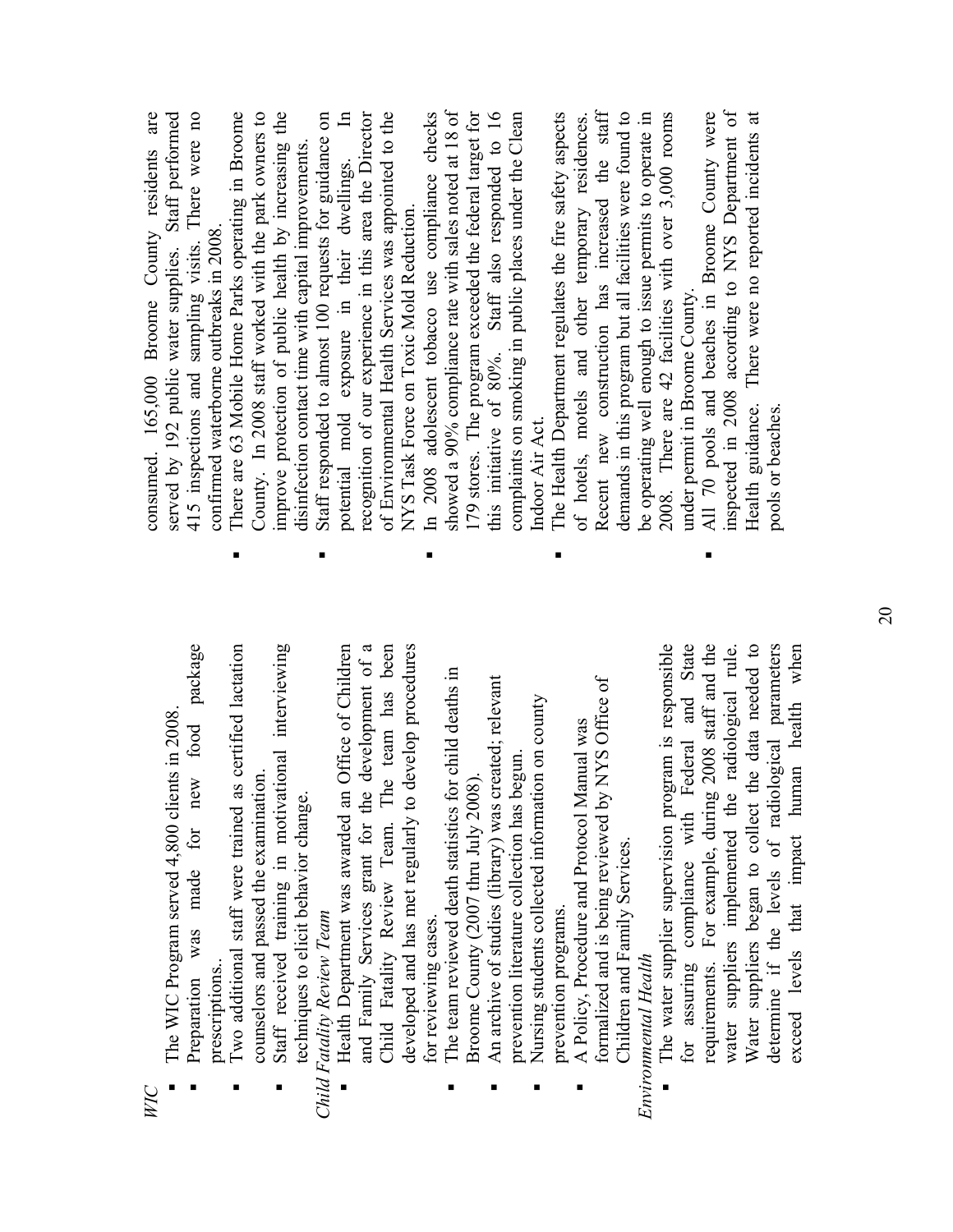*WIC*

- The WIC Program served 4,800 clients in 2008.
- Preparation was made for new food package prescriptions..
- Two additional staff were trained as certified lactation counselors and passed the examination.
- Staff received training in motivational interviewing techniques to elicit behavior change.

*Child Fatality Review Team*

- Health Department was awarded an Office of Children and Family Services grant for the development of a Child Fatality Review Team. The team has been developed and has met regularly to develop procedures for reviewing cases.
- The team reviewed death statistics for child deaths in Broome County (2007 thru July 2008).
- An archive of studies (library) was created; relevant prevention literature collection has begun.
- Nursing students collected information on county prevention programs.
- A Policy, Procedure and Protocol Manual was formalized and is being reviewed by NYS Office of Children and Family Services.

*Environmental Health*

- The water supplier supervision program is responsible for assuring compliance with Federal and State requirements. For example, during 2008 staff and the water suppliers implemented the radiological rule. Water suppliers began to collect the data needed to determine if the levels of radiological parameters exceed levels that impact human health when consumed. 165,000 Broome County residents are served by 192 public water supplies. Staff performed 415 inspections and sampling visits. There were no confirmed waterborne outbreaks in 2008.
- There are 63 Mobile Home Parks operating in Broome County. In 2008 staff worked with the park owners to improve protection of public health by increasing the disinfection contact time with capital improvements.
- Staff responded to almost 100 requests for guidance on potential mold exposure in their dwellings. In recognition of our experience in this area the Director of Environmental Health Services was appointed to the NYS Task Force on Toxic Mold Reduction.
- In 2008 adolescent tobacco use compliance checks showed a 90% compliance rate with sales noted at 18 of 179 stores. The program exceeded the federal target for this initiative of 80%. Staff also responded to 16 complaints on smoking in public places under the Clean Indoor Air Act.
- The Health Department regulates the fire safety aspects of hotels, motels and other temporary residences. Recent new construction has increased the staff demands in this program but all facilities were found to be operating well enough to issue permits to operate in 2008. There are 42 facilities with over 3,000 rooms under permit in Broome County.
- All 70 pools and beaches in Broome County were inspected in 2008 according to NYS Department of Health guidance. There were no reported incidents at pools or beaches.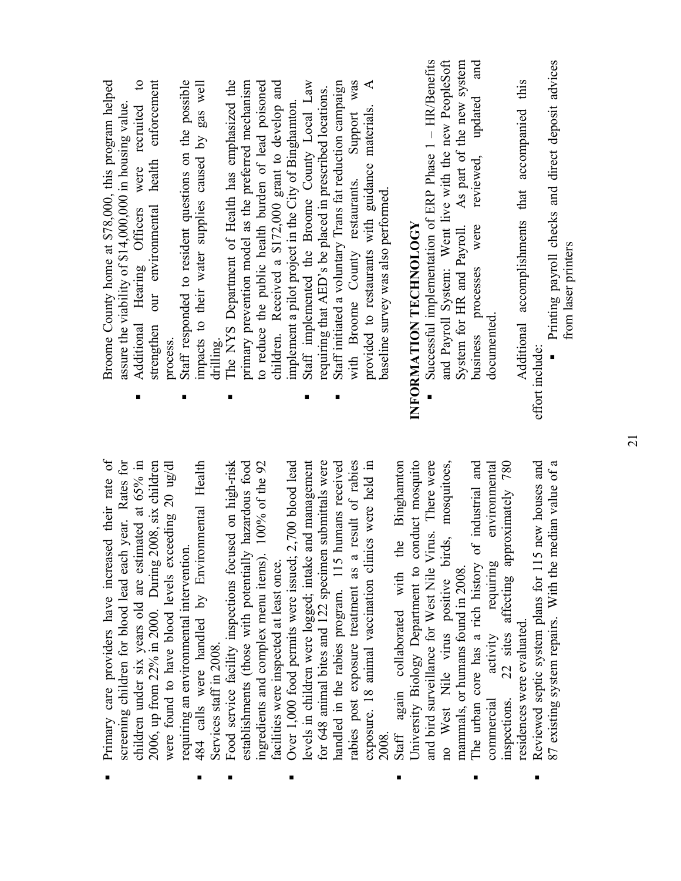- Primary care providers have increased their rate of screening children for blood lead each year. Rates for children under six years old are estimated at 65% in 2006, up from 22% in 2000. During 2008, six children were found to have blood levels exceeding 20 ug/dl requiring an environmental intervention.
- 484 calls were handled by Environmental Health Services staff in 2008.
- Food service facility inspections focused on high-risk establishments (those with potentially hazardous food ingredients and complex menu items). 100% of the 92 facilities were inspected at least once.
- Over 1,000 food permits were issued; 2,700 blood lead levels in children were logged; intake and management for 648 animal bites and 122 specimen submittals were handled in the rabies program. 115 humans received rabies post exposure treatment as a result of rabies exposure. 18 animal vaccination clinics were held in 2008.
- Staff again collaborated with the Binghamton University Biology Department to conduct mosquito and bird surveillance for West Nile Virus. There were no West Nile virus positive birds, mosquitoes, mammals, or humans found in 2008.
- The urban core has a rich history of industrial and commercial activity requiring environmental inspections. 22 sites affecting approximately 780 residences were evaluated.
- Reviewed septic system plans for 115 new houses and 87 existing system repairs. With the median value of a Broome County home at $78,000, this program helped assure the viability of $14,000,000 in housing value.
- Additional Hearing Officers were recruited to strengthen our environmental health enforcement process.
- Staff responded to resident questions on the possible impacts to their water supplies caused by gas well drilling.
- The NYS Department of Health has emphasized the primary prevention model as the preferred mechanism to reduce the public health burden of lead poisoned children. Received a $172,000 grant to develop and implement a pilot project in the City of Binghamton.
- Staff implemented the Broome County Local Law requiring that AED's be placed in prescribed locations.
- Staff initiated a voluntary Trans fat reduction campaign with Broome County restaurants. Support was provided to restaurants with guidance materials. A baseline survey was also performed.

## INFORMATION TECHNOLOGY

- Successful implementation of ERP Phase 1 – HR/Benefits and Payroll System: Went live with the new PeopleSoft System for HR and Payroll. As part of the new system business processes were reviewed, updated and documented.

Additional accomplishments that accompanied this effort include:

- Printing payroll checks and direct deposit advices from laser printers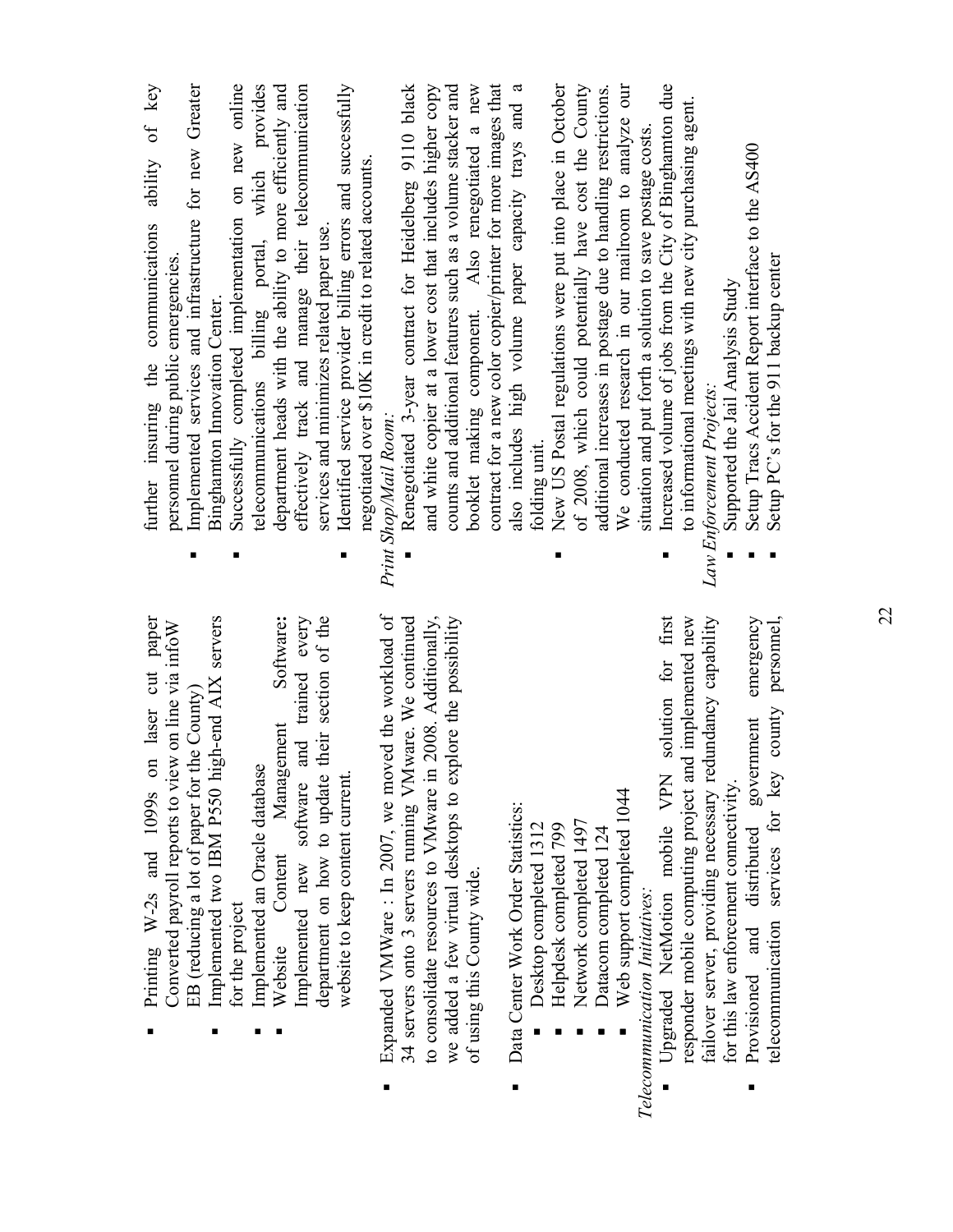- Printing W-2s and 1099s on laser cut paper
- Converted payroll reports to view on line via infoW EB (reducing a lot of paper for the County)
- Implemented two IBM P550 high-end AIX servers for the project
- Implemented an Oracle database
- Website Content Management Software: Implemented new software and trained every department on how to update their section of the website to keep content current.

- Expanded VMWare : In 2007, we moved the workload of 34 servers onto 3 servers running VMware. We continued to consolidate resources to VMware in 2008. Additionally, we added a few virtual desktops to explore the possibility of using this County wide.

- Data Center Work Order Statistics:
  - Desktop completed 1312
  - Helpdesk completed 799
  - Network completed 1497
  - Datacom completed 124
  - Web support completed 1044

*Telecommunication Initiatives:*

- Upgraded NetMotion mobile VPN solution for first responder mobile computing project and implemented new failover server, providing necessary redundancy capability for this law enforcement connectivity.
- Provisioned and distributed government emergency telecommunication services for key county personnel, further insuring the communications ability of key personnel during public emergencies.
- Implemented services and infrastructure for new Greater Binghamton Innovation Center.
- Successfully completed implementation on new online telecommunications billing portal, which provides department heads with the ability to more efficiently and effectively track and manage their telecommunication services and minimizes related paper use.
- Identified service provider billing errors and successfully negotiated over $10K in credit to related accounts.

*Print Shop/Mail Room:*

- Renegotiated 3-year contract for Heidelberg 9110 black and white copier at a lower cost that includes higher copy counts and additional features such as a volume stacker and booklet making component. Also renegotiated a new contract for a new color copier/printer for more images that also includes high volume paper capacity trays and a folding unit.
- New US Postal regulations were put into place in October of 2008, which could potentially have cost the County additional increases in postage due to handling restrictions. We conducted research in our mailroom to analyze our situation and put forth a solution to save postage costs.
- Increased volume of jobs from the City of Binghamton due to informational meetings with new city purchasing agent.

*Law Enforcement Projects:*

- Supported the Jail Analysis Study
- Setup Tracs Accident Report interface to the AS400
- Setup PC's for the 911 backup center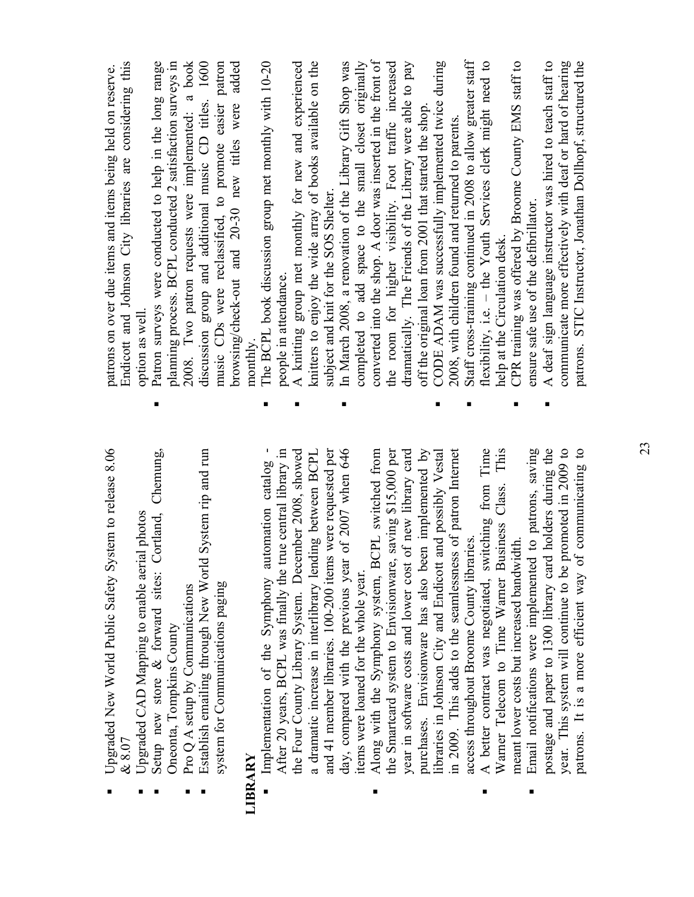- Upgraded New World Public Safety System to release 8.06 & 8.07
- Upgraded CAD Mapping to enable aerial photos
- Setup new store & forward sites: Cortland, Chemung, Oneonta, Tompkins County
- Pro Q A setup by Communications
- Establish emailing through New World System rip and run system for Communications paging

## LIBRARY

- Implementation of the Symphony automation catalog - After 20 years, BCPL was finally the true central library in the Four County Library System. December 2008, showed a dramatic increase in interlibrary lending between BCPL and 41 member libraries. 100-200 items were requested per day, compared with the previous year of 2007 when 646 items were loaned for the whole year.
- Along with the Symphony system, BCPL switched from the Smartcard system to Envisionware, saving $15,000 per year in software costs and lower cost of new library card purchases. Envisionware has also been implemented by libraries in Johnson City and Endicott and possibly Vestal in 2009. This adds to the seamlessness of patron Internet access throughout Broome County libraries.
- A better contract was negotiated, switching from Time Warner Telecom to Time Warner Business Class. This meant lower costs but increased bandwidth.
- Email notifications were implemented to patrons, saving postage and paper to 1300 library card holders during the year. This system will continue to be promoted in 2009 to patrons. It is a more efficient way of communicating to patrons on over due items and items being held on reserve. Endicott and Johnson City libraries are considering this option as well.
- Patron surveys were conducted to help in the long range planning process. BCPL conducted 2 satisfaction surveys in 2008. Two patron requests were implemented: a book discussion group and additional music CD titles. 1600 music CDs were reclassified, to promote easier patron browsing/check-out and 20-30 new titles were added monthly.
- The BCPL book discussion group met monthly with 10-20 people in attendance.
- A knitting group met monthly for new and experienced knitters to enjoy the wide array of books available on the subject and knit for the SOS Shelter.
- In March 2008, a renovation of the Library Gift Shop was completed to add space to the small closet originally converted into the shop. A door was inserted in the front of the room for higher visibility. Foot traffic increased dramatically. The Friends of the Library were able to pay off the original loan from 2001 that started the shop.
- CODE ADAM was successfully implemented twice during 2008, with children found and returned to parents.
- Staff cross-training continued in 2008 to allow greater staff flexibility, i.e. – the Youth Services clerk might need to help at the Circulation desk.
- CPR training was offered by Broome County EMS staff to ensure safe use of the defibrillator.
- A deaf sign language instructor was hired to teach staff to communicate more effectively with deaf or hard of hearing patrons. STIC Instructor, Jonathan Dollhopf, structured the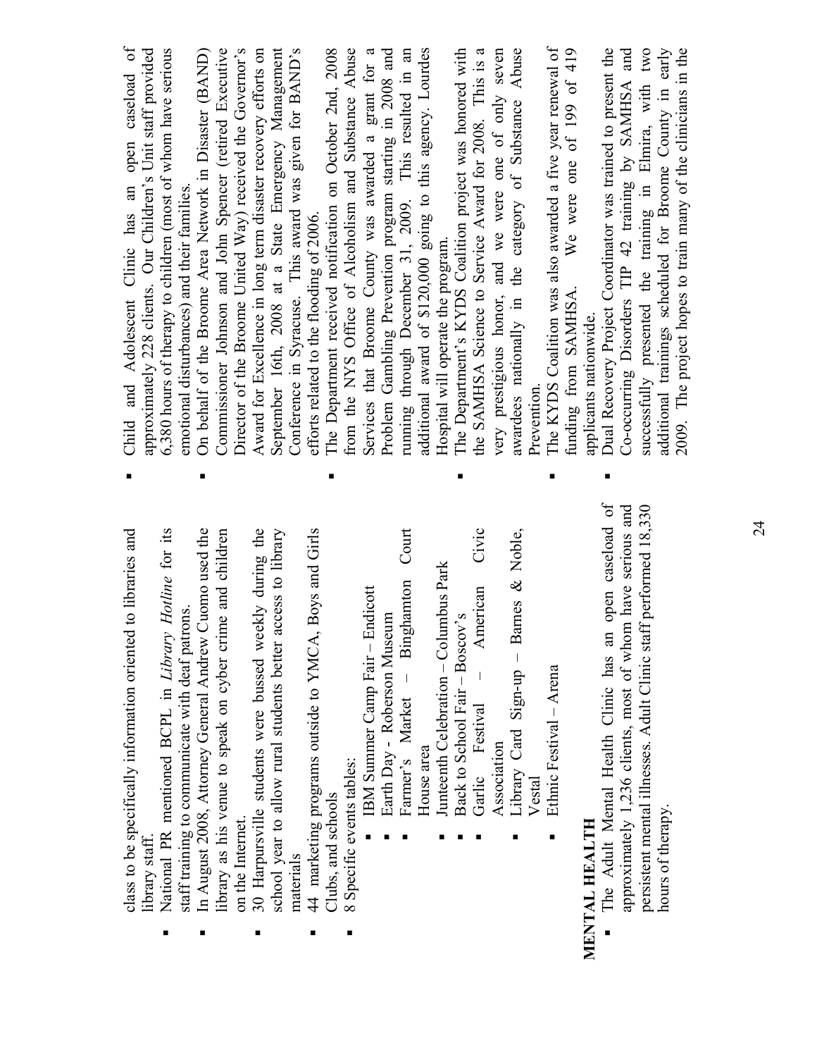class to be specifically information oriented to libraries and library staff.

- National PR mentioned BCPL in *Library Hotline* for its staff training to communicate with deaf patrons.
- In August 2008, Attorney General Andrew Cuomo used the library as his venue to speak on cyber crime and children on the Internet.
- 30 Harpursville students were bussed weekly during the school year to allow rural students better access to library materials
- 44 marketing programs outside to YMCA, Boys and Girls Clubs, and schools
- 8 Specific events tables:
  - IBM Summer Camp Fair – Endicott
  - Earth Day - Roberson Museum
  - Farmer's Market – Binghamton Court House area
  - Juneteenth Celebration – Columbus Park
  - Back to School Fair – Boscov's
  - Garlic Festival – American Civic Association
  - Library Card Sign-up – Barnes & Noble, Vestal
  - Ethnic Festival – Arena

## MENTAL HEALTH

- The Adult Mental Health Clinic has an open caseload of approximately 1,236 clients, most of whom have serious and persistent mental illnesses. Adult Clinic staff performed 18,330 hours of therapy.
- Child and Adolescent Clinic has an open caseload of approximately 228 clients. Our Children's Unit staff provided 6,380 hours of therapy to children (most of whom have serious emotional disturbances) and their families.
- On behalf of the Broome Area Network in Disaster (BAND) Commissioner Johnson and John Spencer (retired Executive Director of the Broome United Way) received the Governor's Award for Excellence in long term disaster recovery efforts on September 16th, 2008 at a State Emergency Management Conference in Syracuse. This award was given for BAND's efforts related to the flooding of 2006.
- The Department received notification on October 2nd, 2008 from the NYS Office of Alcoholism and Substance Abuse Services that Broome County was awarded a grant for a Problem Gambling Prevention program starting in 2008 and running through December 31, 2009. This resulted in an additional award of $120,000 going to this agency. Lourdes Hospital will operate the program.
- The Department's KYDS Coalition project was honored with the SAMHSA Science to Service Award for 2008. This is a very prestigious honor, and we were one of only seven awardees nationally in the category of Substance Abuse Prevention.
- The KYDS Coalition was also awarded a five year renewal of funding from SAMHSA. We were one of 199 of 419 applicants nationwide.
- Dual Recovery Project Coordinator was trained to present the Co-occurring Disorders TIP 42 training by SAMHSA and successfully presented the training in Elmira, with two additional trainings scheduled for Broome County in early 2009. The project hopes to train many of the clinicians in the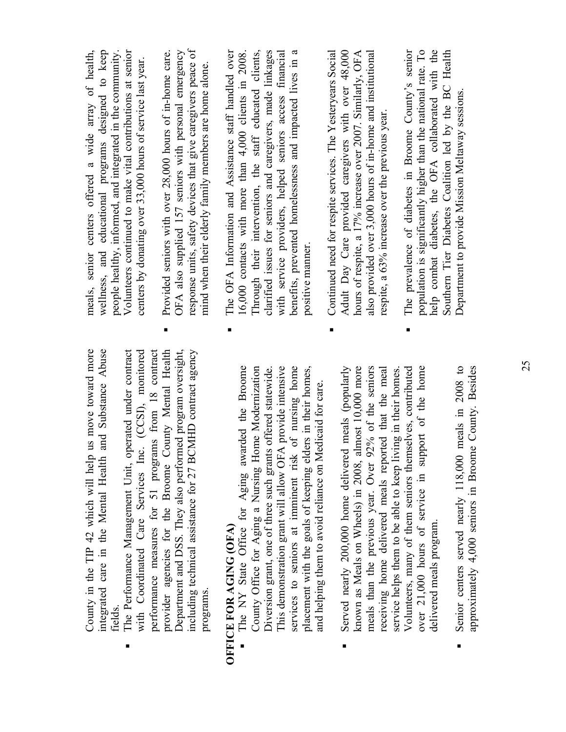County in the TIP 42 which will help us move toward more integrated care in the Mental Health and Substance Abuse fields.

- The Performance Management Unit, operated under contract with Coordinated Care Services Inc. (CCSI), monitored performance measures for 51 programs from 18 contract provider agencies for the Broome County Mental Health Department and DSS. They also performed program oversight, including technical assistance for 27 BCMHD contract agency programs.

**OFFICE FOR AGING (OFA)**

- The NY State Office for Aging awarded the Broome County Office for Aging a Nursing Home Modernization Diversion grant, one of three such grants offered statewide. This demonstration grant will allow OFA provide intensive services to seniors at imminent risk of nursing home placement with the goals of keeping elders in their homes, and helping them to avoid reliance on Medicaid for care.

- Served nearly 200,000 home delivered meals (popularly known as Meals on Wheels) in 2008, almost 10,000 more meals than the previous year. Over 92% of the seniors receiving home delivered meals reported that the meal service helps them to be able to keep living in their homes. Volunteers, many of them seniors themselves, contributed over 21,000 hours of service in support of the home delivered meals program.

- Senior centers served nearly 118,000 meals in 2008 to approximately 4,000 seniors in Broome County. Besides meals, senior centers offered a wide array of health, wellness, and educational programs designed to keep people healthy, informed, and integrated in the community. Volunteers continued to make vital contributions at senior centers by donating over 33,000 hours of service last year.

- Provided seniors with over 28,000 hours of in-home care. OFA also supplied 157 seniors with personal emergency response units, safety devices that give caregivers peace of mind when their elderly family members are home alone.

- The OFA Information and Assistance staff handled over 16,000 contacts with more than 4,000 clients in 2008. Through their intervention, the staff educated clients, clarified issues for seniors and caregivers, made linkages with service providers, helped seniors access financial benefits, prevented homelessness and impacted lives in a positive manner.

- Continued need for respite services. The Yesteryears Social Adult Day Care provided caregivers with over 48,000 hours of respite, a 17% increase over 2007. Similarly, OFA also provided over 3,000 hours of in-home and institutional respite, a 63% increase over the previous year.

- The prevalence of diabetes in Broome County's senior population is significantly higher than the national rate. To help combat diabetes, the OFA collaborated with the Southern Tier Diabetes Coalition led by the BC Health Department to provide Mission Meltaway sessions.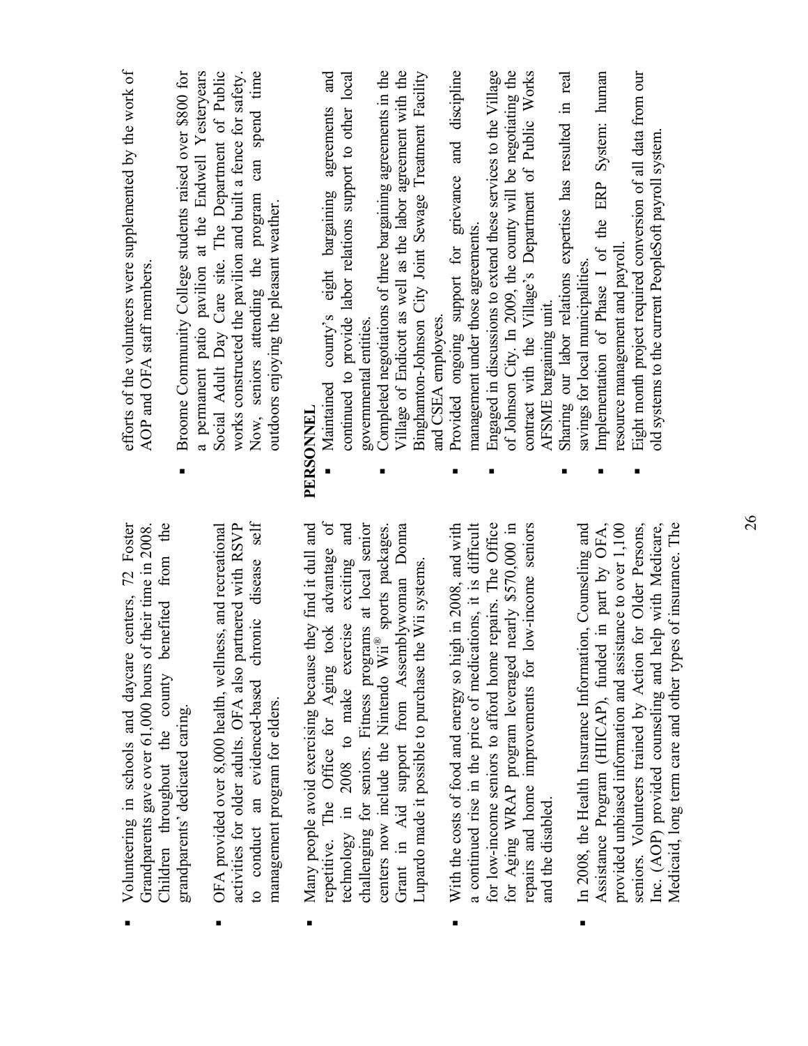- Volunteering in schools and daycare centers, 72 Foster Grandparents gave over 61,000 hours of their time in 2008. Children throughout the county benefited from the grandparents' dedicated caring.

- OFA provided over 8,000 health, wellness, and recreational activities for older adults. OFA also partnered with RSVP to conduct an evidenced-based chronic disease self management program for elders.

- Many people avoid exercising because they find it dull and repetitive. The Office for Aging took advantage of technology in 2008 to make exercise exciting and challenging for seniors. Fitness programs at local senior centers now include the Nintendo Wii® sports packages. Grant in Aid support from Assemblywoman Donna Lupardo made it possible to purchase the Wii systems.

- With the costs of food and energy so high in 2008, and with a continued rise in the price of medications, it is difficult for low-income seniors to afford home repairs. The Office for Aging WRAP program leveraged nearly $570,000 in repairs and home improvements for low-income seniors and the disabled.

- In 2008, the Health Insurance Information, Counseling and Assistance Program (HIICAP), funded in part by OFA, provided unbiased information and assistance to over 1,100 seniors. Volunteers trained by Action for Older Persons, Inc. (AOP) provided counseling and help with Medicare, Medicaid, long term care and other types of insurance. The efforts of the volunteers were supplemented by the work of AOP and OFA staff members.

- Broome Community College students raised over $800 for a permanent patio pavilion at the Endwell Yesteryears Social Adult Day Care site. The Department of Public works constructed the pavilion and built a fence for safety. Now, seniors attending the program can spend time outdoors enjoying the pleasant weather.

**PERSONNEL**

- Maintained county's eight bargaining agreements and continued to provide labor relations support to other local governmental entities.
- Completed negotiations of three bargaining agreements in the Village of Endicott as well as the labor agreement with the Binghamton-Johnson City Joint Sewage Treatment Facility and CSEA employees.
- Provided ongoing support for grievance and discipline management under those agreements.
- Engaged in discussions to extend these services to the Village of Johnson City. In 2009, the county will be negotiating the contract with the Village's Department of Public Works AFSME bargaining unit.
- Sharing our labor relations expertise has resulted in real savings for local municipalities.
- Implementation of Phase I of the ERP System: human resource management and payroll.
- Eight month project required conversion of all data from our old systems to the current PeopleSoft payroll system.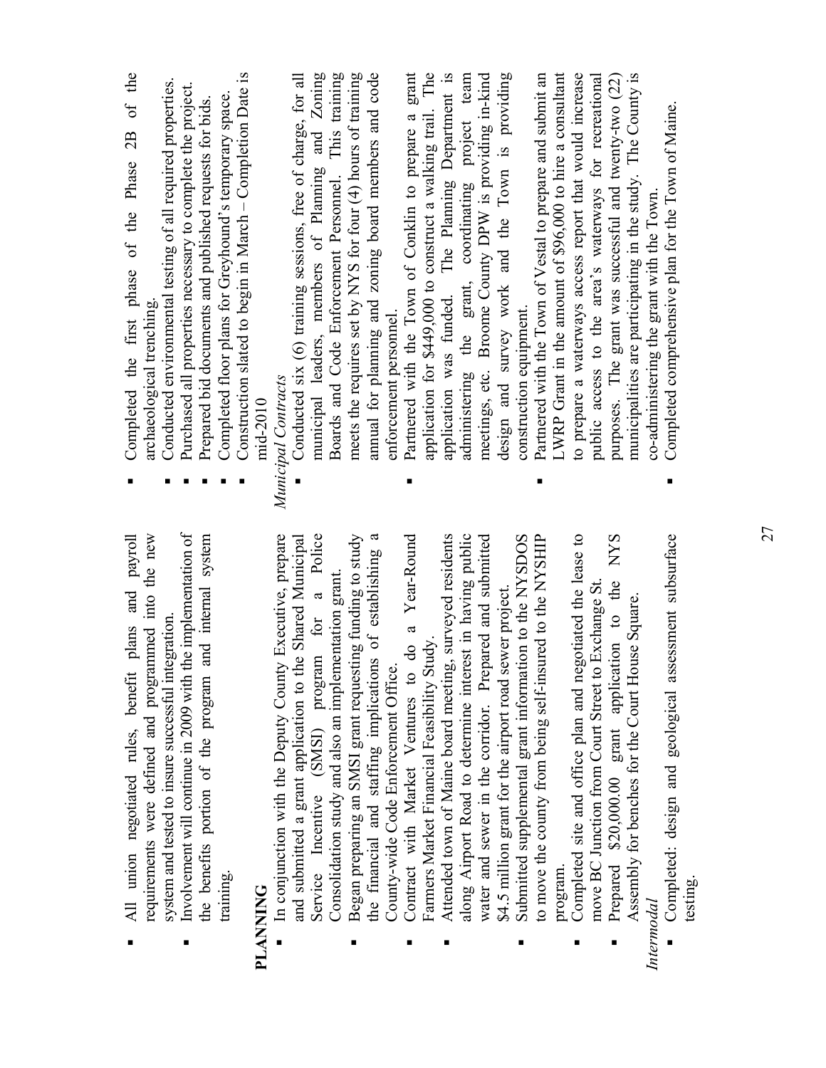- All union negotiated rules, benefit plans and payroll requirements were defined and programmed into the new system and tested to insure successful integration.
- Involvement will continue in 2009 with the implementation of the benefits portion of the program and internal system training.

**PLANNING**

- In conjunction with the Deputy County Executive, prepare and submitted a grant application to the Shared Municipal Service Incentive (SMSI) program for a Police Consolidation study and also an implementation grant.
- Began preparing an SMSI grant requesting funding to study the financial and staffing implications of establishing a County-wide Code Enforcement Office.
- Contract with Market Ventures to do a Year-Round Farmers Market Financial Feasibility Study.
- Attended town of Maine board meeting, surveyed residents along Airport Road to determine interest in having public water and sewer in the corridor. Prepared and submitted $4.5 million grant for the airport road sewer project.
- Submitted supplemental grant information to the NYSDOS to move the county from being self-insured to the NYSHIP program.
- Completed site and office plan and negotiated the lease to move BC Junction from Court Street to Exchange St.
- Prepared $20,000.00 grant application to the NYS Assembly for benches for the Court House Square.

*Intermodal*

- Completed: design and geological assessment subsurface testing.
- Completed the first phase of the Phase 2B of the archaeological trenching.
- Conducted environmental testing of all required properties.
- Purchased all properties necessary to complete the project.
- Prepared bid documents and published requests for bids.
- Completed floor plans for Greyhound's temporary space.
- Construction slated to begin in March – Completion Date is mid-2010

*Municipal Contracts*

- Conducted six (6) training sessions, free of charge, for all municipal leaders, members of Planning and Zoning Boards and Code Enforcement Personnel. This training meets the requires set by NYS for four (4) hours of training annual for planning and zoning board members and code enforcement personnel.
- Partnered with the Town of Conklin to prepare a grant application for $449,000 to construct a walking trail. The application was funded. The Planning Department is administering the grant, coordinating project team meetings, etc. Broome County DPW is providing in-kind design and survey work and the Town is providing construction equipment.
- Partnered with the Town of Vestal to prepare and submit an LWRP Grant in the amount of $96,000 to hire a consultant to prepare a waterways access report that would increase public access to the area's waterways for recreational purposes. The grant was successful and twenty-two (22) municipalities are participating in the study. The County is co-administering the grant with the Town.
- Completed comprehensive plan for the Town of Maine.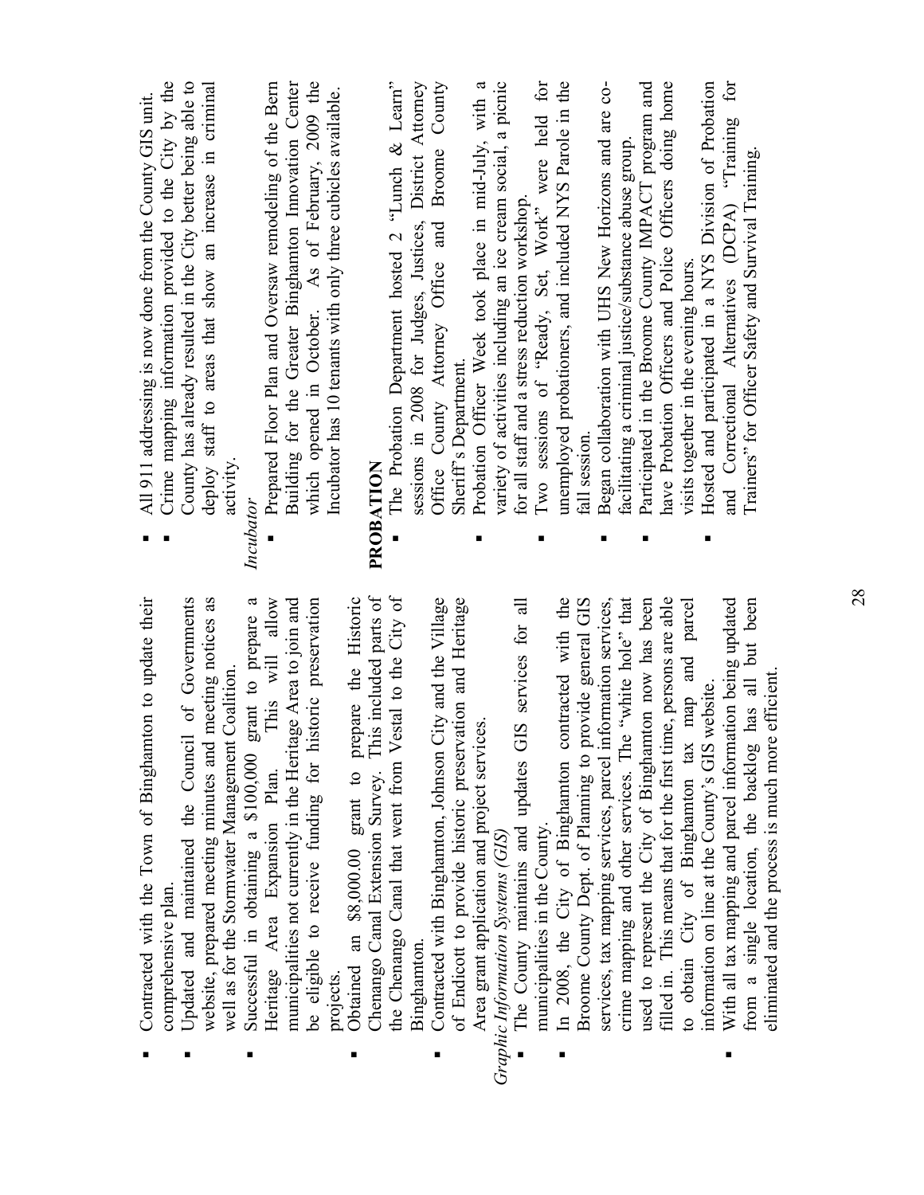- Contracted with the Town of Binghamton to update their comprehensive plan.
- Updated and maintained the Council of Governments website, prepared meeting minutes and meeting notices as well as for the Stormwater Management Coalition.
- Successful in obtaining a $100,000 grant to prepare a Heritage Area Expansion Plan. This will allow municipalities not currently in the Heritage Area to join and be eligible to receive funding for historic preservation projects.
- Obtained an $8,000.00 grant to prepare the Historic Chenango Canal Extension Survey. This included parts of the Chenango Canal that went from Vestal to the City of Binghamton.
- Contracted with Binghamton, Johnson City and the Village of Endicott to provide historic preservation and Heritage Area grant application and project services.

*Graphic Information Systems (GIS)*

- The County maintains and updates GIS services for all municipalities in the County.
- In 2008, the City of Binghamton contracted with the Broome County Dept. of Planning to provide general GIS services, tax mapping services, parcel information services, crime mapping and other services. The "white hole" that used to represent the City of Binghamton now has been filled in. This means that for the first time, persons are able to obtain City of Binghamton tax map and parcel information on line at the County's GIS website.
- With all tax mapping and parcel information being updated from a single location, the backlog has all but been eliminated and the process is much more efficient.
- All 911 addressing is now done from the County GIS unit.
- Crime mapping information provided to the City by the County has already resulted in the City better being able to deploy staff to areas that show an increase in criminal activity.

*Incubator*

- Prepared Floor Plan and Oversaw remodeling of the Bern Building for the Greater Binghamton Innovation Center which opened in October. As of February, 2009 the Incubator has 10 tenants with only three cubicles available.

**PROBATION**

- The Probation Department hosted 2 "Lunch & Learn" sessions in 2008 for Judges, Justices, District Attorney Office County Attorney Office and Broome County Sheriff's Department.
- Probation Officer Week took place in mid-July, with a variety of activities including an ice cream social, a picnic for all staff and a stress reduction workshop.
- Two sessions of "Ready, Set, Work" were held for unemployed probationers, and included NYS Parole in the fall session.
- Began collaboration with UHS New Horizons and are co-facilitating a criminal justice/substance abuse group.
- Participated in the Broome County IMPACT program and have Probation Officers and Police Officers doing home visits together in the evening hours.
- Hosted and participated in a NYS Division of Probation and Correctional Alternatives (DCPA) "Training for Trainers" for Officer Safety and Survival Training.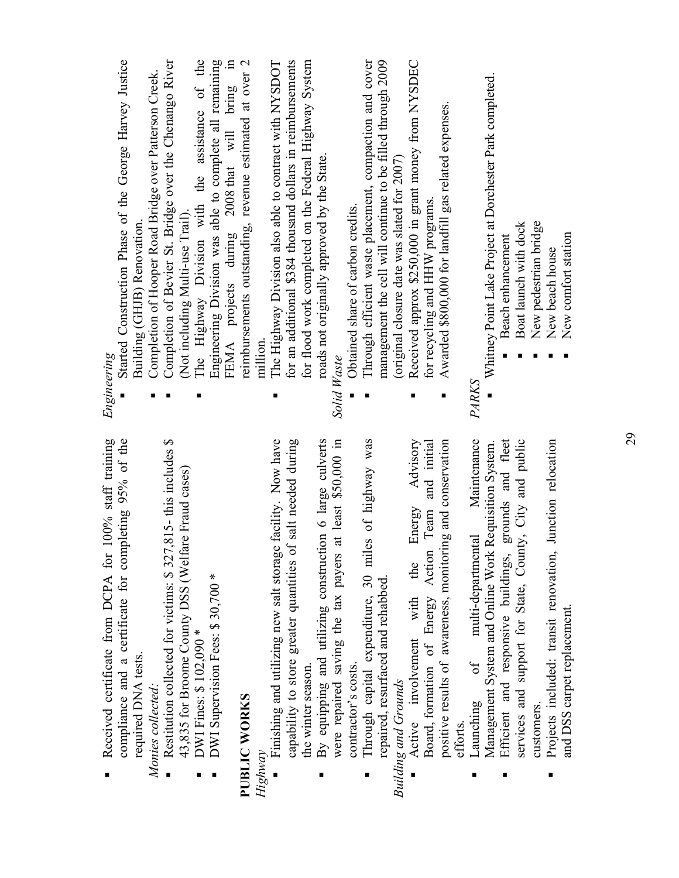- Received certificate from DCPA for 100% staff training compliance and a certificate for completing 95% of the required DNA tests.

*Monies collected:*

- Restitution collected for victims: $ 327,815- this includes $ 43,835 for Broome County DSS (Welfare Fraud cases)
- DWI Fines: $ 102,090 *
- DWI Supervision Fees: $ 30,700 *

## PUBLIC WORKS

*Highway*

- Finishing and utilizing new salt storage facility. Now have capability to store greater quantities of salt needed during the winter season.
- By equipping and utilizing construction 6 large culverts were repaired saving the tax payers at least $50,000 in contractor's costs.
- Through capital expenditure, 30 miles of highway was repaired, resurfaced and rehabbed.

*Building and Grounds*

- Active involvement with the Energy Advisory Board, formation of Energy Action Team and initial positive results of awareness, monitoring and conservation efforts.
- Launching of multi-departmental Maintenance Management System and Online Work Requisition System.
- Efficient and responsive buildings, grounds and fleet services and support for State, County, City and public customers.
- Projects included: transit renovation, Junction relocation and DSS carpet replacement.

*Engineering*

- Started Construction Phase of the George Harvey Justice Building (GHJB) Renovation.
- Completion of Hooper Road Bridge over Patterson Creek.
- Completion of Bevier St. Bridge over the Chenango River (Not including Multi-use Trail).
- The Highway Division with the assistance of the Engineering Division was able to complete all remaining FEMA projects during 2008 that will bring in reimbursements outstanding, revenue estimated at over 2 million.
- The Highway Division also able to contract with NYSDOT for an additional $384 thousand dollars in reimbursements for flood work completed on the Federal Highway System roads not originally approved by the State.

*Solid Waste*

- Obtained share of carbon credits.
- Through efficient waste placement, compaction and cover management the cell will continue to be filled through 2009 (original closure date was slated for 2007)
- Received approx $250,000 in grant money from NYSDEC for recycling and HHW programs.
- Awarded $800,000 for landfill gas related expenses.

*PARKS*

- Whitney Point Lake Project at Dorchester Park completed.
  - Beach enhancement
  - Boat launch with dock
  - New pedestrian bridge
  - New beach house
  - New comfort station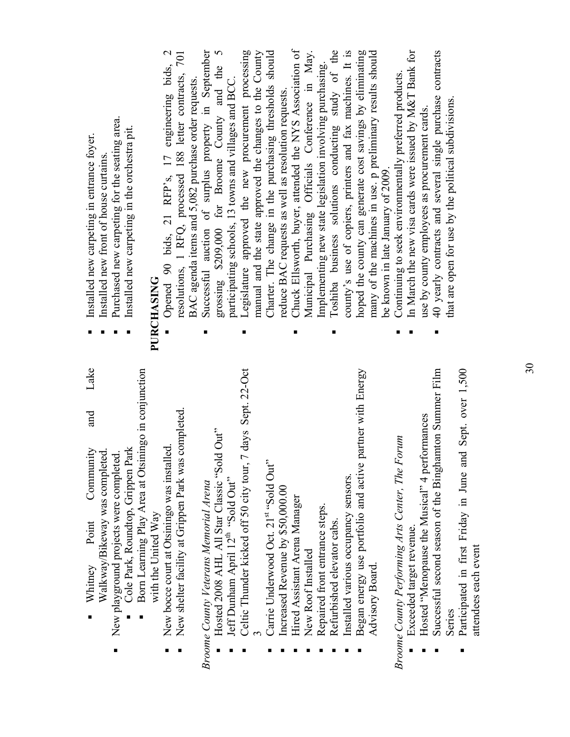- Whitney Point Community and Lake Walkway/Bikeway was completed.
- New playground projects were completed.
  - Cole Park, Roundtop, Grippen Park
  - Born Learning Play Area at Otsiningo in conjunction with the United Way
- New bocce court at Otsiningo was installed.
- New shelter facility at Grippen Park was completed.

*Broome County Veterans Memorial Arena*

- Hosted 2008 AHL All Star Classic "Sold Out"
- Jeff Dunham April 12th "Sold Out"
- Celtic Thunder kicked off 50 city tour, 7 days Sept. 22-Oct 3
- Carrie Underwood Oct. 21st "Sold Out"
- Increased Revenue by $50,000.00
- Hired Assistant Arena Manager
- New Roof Installed
- Repaired front entrance steps.
- Refurbished elevator cabs.
- Installed various occupancy sensors.
- Began energy use portfolio and active partner with Energy Advisory Board.

*Broome County Performing Arts Center, The Forum*

- Exceeded target revenue.
- Hosted "Menopause the Musical" 4 performances
- Successful second season of the Binghamton Summer Film Series
- Participated in first Friday in June and Sept. over 1,500 attendees each event

- Installed new carpeting in entrance foyer.
- Installed new front of house curtains.
- Purchased new carpeting for the seating area.
- Installed new carpeting in the orchestra pit.

**PURCHASING**

- Opened 90 bids, 21 RFP's, 17 engineering bids, 2 resolutions, 1 RFQ, processed 188 letter contracts, 701 BAC agenda items and 5,082 purchase order requests.
- Successful auction of surplus property in September grossing $209,000 for Broome County and the 5 participating schools, 13 towns and villages and BCC.
- Legislature approved the new procurement processing manual and the state approved the changes to the County Charter. The change in the purchasing thresholds should reduce BAC requests as well as resolution requests.
- Chuck Ellsworth, buyer, attended the NYS Association of Municipal Purchasing Officials Conference in May. Implementing new state legislation involving purchasing.
- Toshiba business solutions conducting study of the county's use of copiers, printers and fax machines. It is hoped the county can generate cost savings by eliminating many of the machines in use. p preliminary results should be known in late January of 2009.
- Continuing to seek environmentally preferred products.
- In March the new visa cards were issued by M&T Bank for use by county employees as procurement cards.
- 40 yearly contracts and several single purchase contracts that are open for use by the political subdivisions.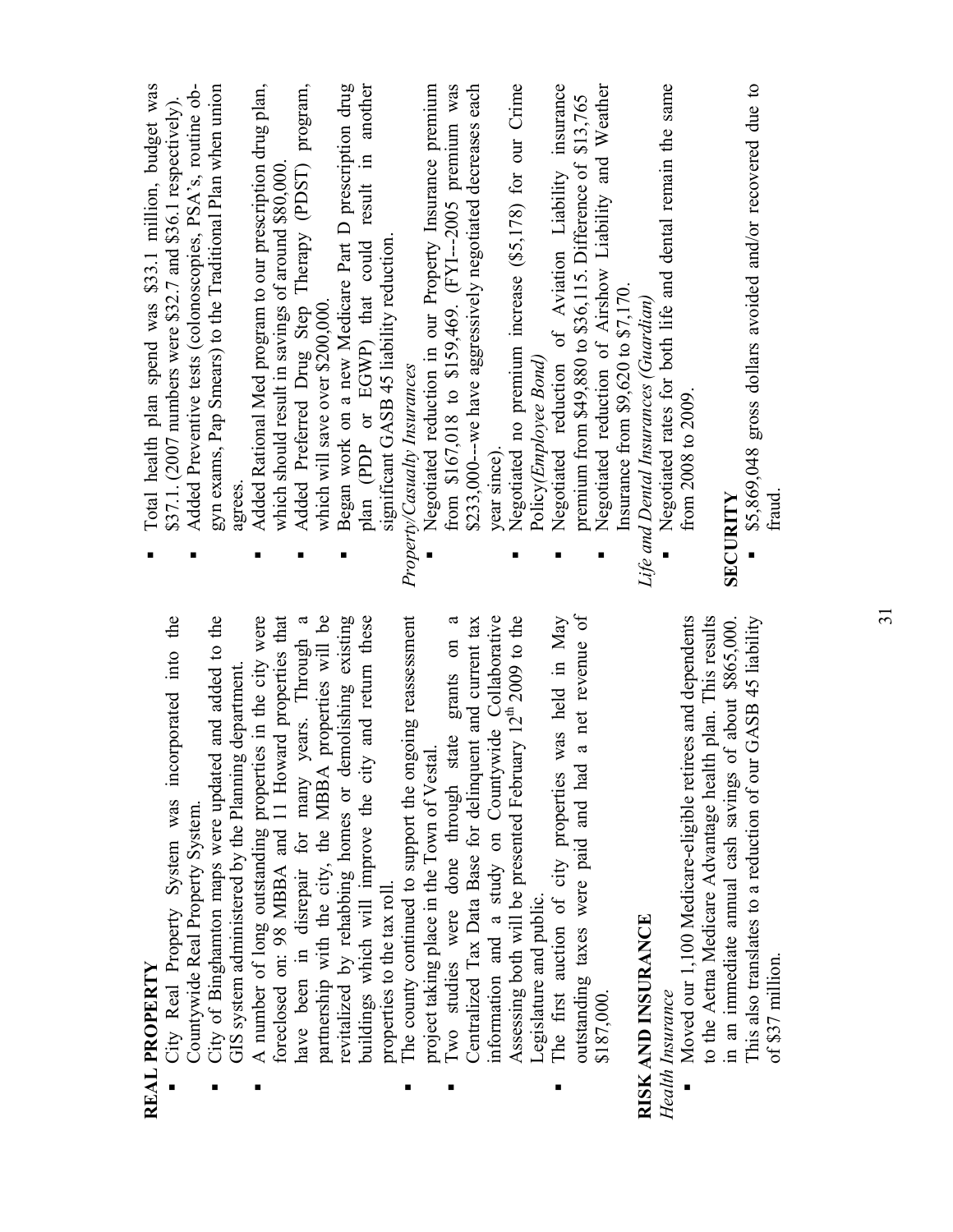## REAL PROPERTY

- City Real Property System was incorporated into the Countywide Real Property System.
- City of Binghamton maps were updated and added to the GIS system administered by the Planning department.
- A number of long outstanding properties in the city were foreclosed on: 98 MBBA and 11 Howard properties that have been in disrepair for many years. Through a partnership with the city, the MBBA properties will be revitalized by rehabbing homes or demolishing existing buildings which will improve the city and return these properties to the tax roll.
- The county continued to support the ongoing reassessment project taking place in the Town of Vestal.
- Two studies were done through state grants on a Centralized Tax Data Base for delinquent and current tax information and a study on Countywide Collaborative Assessing both will be presented February 12th 2009 to the Legislature and public.
- The first auction of city properties was held in May outstanding taxes were paid and had a net revenue of $187,000.

## RISK AND INSURANCE

*Health Insurance*

- Moved our 1,100 Medicare-eligible retirees and dependents to the Aetna Medicare Advantage health plan. This results in an immediate annual cash savings of about $865,000. This also translates to a reduction of our GASB 45 liability of $37 million.
- Total health plan spend was $33.1 million, budget was $37.1. (2007 numbers were $32.7 and $36.1 respectively).
- Added Preventive tests (colonoscopies, PSA's, routine ob-gyn exams, Pap Smears) to the Traditional Plan when union agrees.
- Added Rational Med program to our prescription drug plan, which should result in savings of around $80,000.
- Added Preferred Drug Step Therapy (PDST) program, which will save over $200,000.
- Began work on a new Medicare Part D prescription drug plan (PDP or EGWP) that could result in another significant GASB 45 liability reduction.

*Property/Casualty Insurances*

- Negotiated reduction in our Property Insurance premium from $167,018 to $159,469. (FYI---2005 premium was $233,000---we have aggressively negotiated decreases each year since).
- Negotiated no premium increase ($5,178) for our Crime Policy(*Employee Bond)*
- Negotiated reduction of Aviation Liability insurance premium from $49,880 to $36,115. Difference of $13,765
- Negotiated reduction of Airshow Liability and Weather Insurance from $9,620 to $7,170.

*Life and Dental Insurances (Guardian)*

- Negotiated rates for both life and dental remain the same from 2008 to 2009.

## SECURITY

- $5,869,048 gross dollars avoided and/or recovered due to fraud.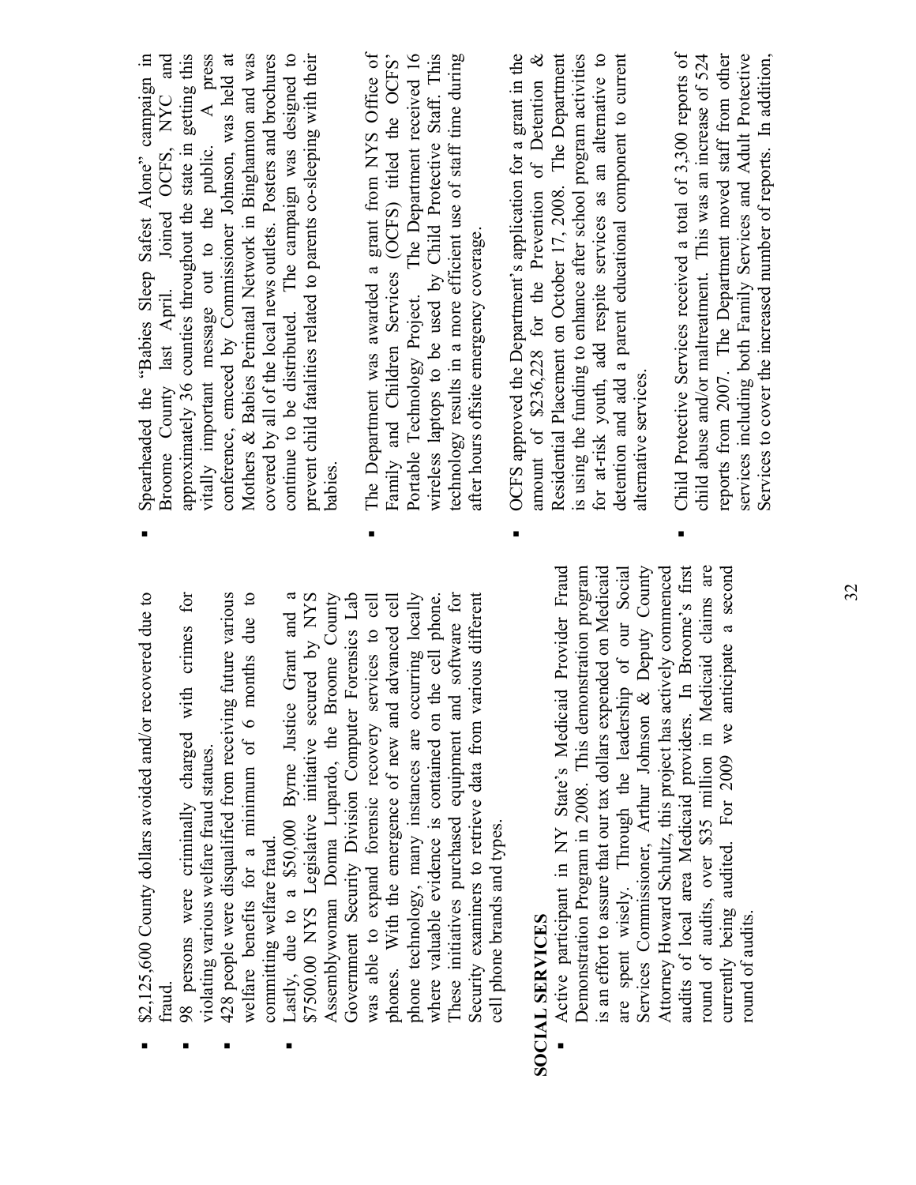- $2,125,600 County dollars avoided and/or recovered due to fraud.
- 98 persons were criminally charged with crimes for violating various welfare fraud statues.
- 428 people were disqualified from receiving future various welfare benefits for a minimum of 6 months due to committing welfare fraud.
- Lastly, due to a $50,000 Byrne Justice Grant and a $7500.00 NYS Legislative initiative secured by NYS Assemblywoman Donna Lupardo, the Broome County Government Security Division Computer Forensics Lab was able to expand forensic recovery services to cell phones. With the emergence of new and advanced cell phone technology, many instances are occurring locally where valuable evidence is contained on the cell phone. These initiatives purchased equipment and software for Security examiners to retrieve data from various different cell phone brands and types.

**SOCIAL SERVICES**

- Active participant in NY State's Medicaid Provider Fraud Demonstration Program in 2008. This demonstration program is an effort to assure that our tax dollars expend on Medicaid are spent wisely. Through the leadership of our Social Services Commissioner, Arthur Johnson & Deputy County Attorney Howard Schultz, this project has actively commenced audits of local area Medicaid providers. In Broome's first round of audits, over $35 million in Medicaid claims are currently being audited. For 2009 we anticipate a second round of audits.
- Spearheaded the "Babies Sleep Safest Alone" campaign in Broome County last April. Joined OCFS, NYC and approximately 36 counties throughout the state in getting this vitally important message out to the public. A press conference, emceed by Commissioner Johnson, was held at Mothers & Babies Perinatal Network in Binghamton and was covered by all of the local news outlets. Posters and brochures continue to be distributed. The campaign was designed to prevent child fatalities related to parents co-sleeping with their babies.
- The Department was awarded a grant from NYS Office of Family and Children Services (OCFS) titled the OCFS' Portable Technology Project. The Department received 16 wireless laptops to be used by Child Protective Staff. This technology results in a more efficient use of staff time during after hours offsite emergency coverage.
- OCFS approved the Department's application for a grant in the amount of $236,228 for the Prevention of Detention & Residential Placement on October 17, 2008. The Department is using the funding to enhance after school program activities for at-risk youth, add respite services as an alternative to detention and add a parent educational component to current alternative services.
- Child Protective Services received a total of 3,300 reports of child abuse and/or maltreatment. This was an increase of 524 reports from 2007. The Department moved staff from other services including both Family Services and Adult Protective Services to cover the increased number of reports. In addition,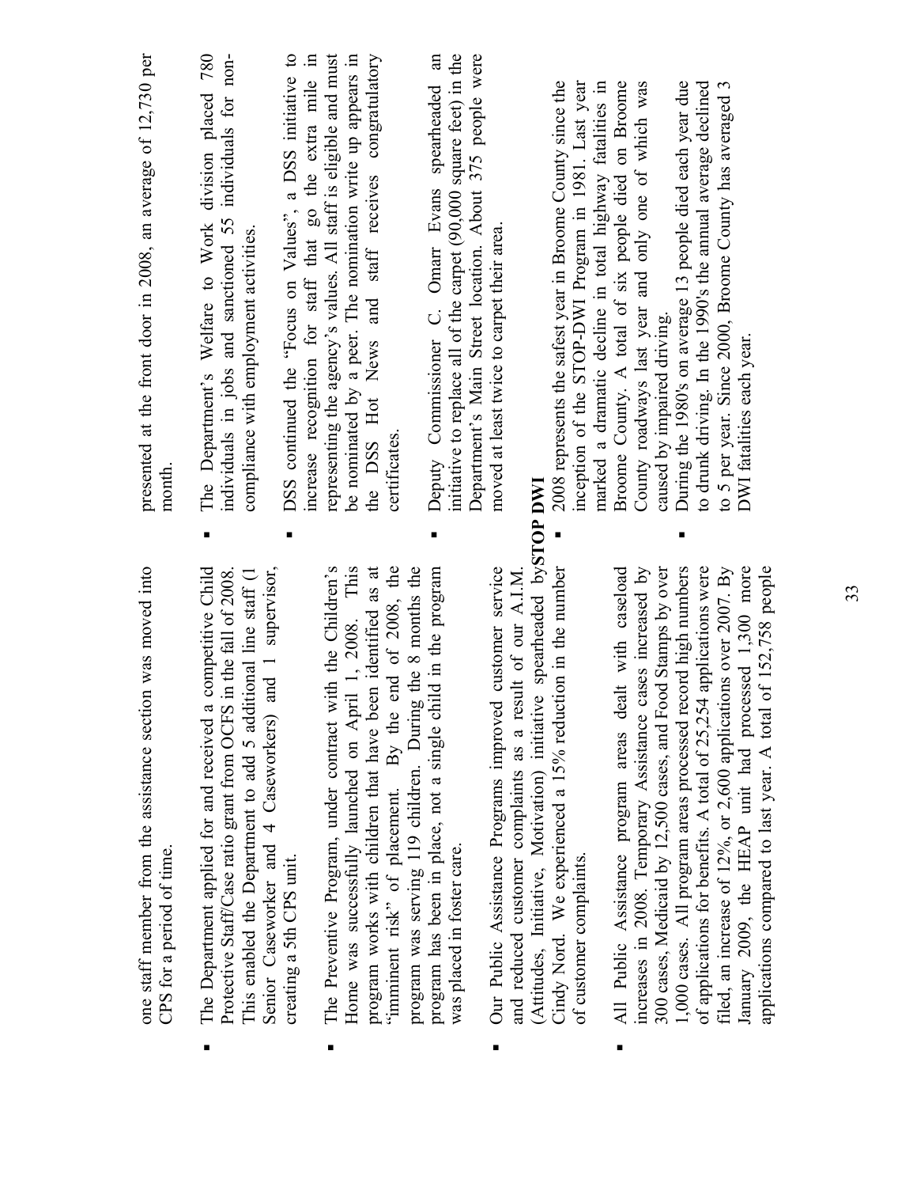one staff member from the assistance section was moved into CPS for a period of time.

- The Department applied for and received a competitive Child Protective Staff/Case ratio grant from OCFS in the fall of 2008. This enabled the Department to add 5 additional line staff (1 Senior Caseworker and 4 Caseworkers) and 1 supervisor, creating a 5th CPS unit.

- The Preventive Program, under contract with the Children's Home was successfully launched on April 1, 2008. This program works with children that have been identified as at "imminent risk" of placement. By the end of 2008, the program was serving 119 children. During the 8 months the program has been in place, not a single child in the program was placed in foster care.

- Our Public Assistance Programs improved customer service and reduced customer complaints as a result of our A.I.M. (Attitudes, Initiative, Motivation) initiative spearheaded by Cindy Nord. We experienced a 15% reduction in the number of customer complaints.

- All Public Assistance program areas dealt with caseload increases in 2008. Temporary Assistance cases increased by 300 cases, Medicaid by 12,500 cases, and Food Stamps by over 1,000 cases. All program areas processed record high numbers of applications for benefits. A total of 25,254 applications were filed, an increase of 12%, or 2,600 applications over 2007. By January 2009, the HEAP unit had processed 1,300 more applications compared to last year. A total of 152,758 people presented at the front door in 2008, an average of 12,730 per month.

- The Department's Welfare to Work division placed 780 individuals in jobs and sanctioned 55 individuals for non-compliance with employment activities.

- DSS continued the "Focus on Values", a DSS initiative to increase recognition for staff that go the extra mile in representing the agency's values. All staff is eligible and must be nominated by a peer. The nomination write up appears in the DSS Hot News and staff receives congratulatory certificates.

- Deputy Commissioner C. Omarr Evans spearheaded an initiative to replace all of the carpet (90,000 square feet) in the Department's Main Street location. About 375 people were moved at least twice to carpet their area.

**STOP DWI**

- 2008 represents the safest year in Broome County since the inception of the STOP-DWI Program in 1981. Last year marked a dramatic decline in total highway fatalities in Broome County. A total of six people died on Broome County roadways last year and only one of which was caused by impaired driving.
- During the 1980's on average 13 people died each year due to drunk driving. In the 1990's the annual average declined to 5 per year. Since 2000, Broome County has averaged 3 DWI fatalities each year.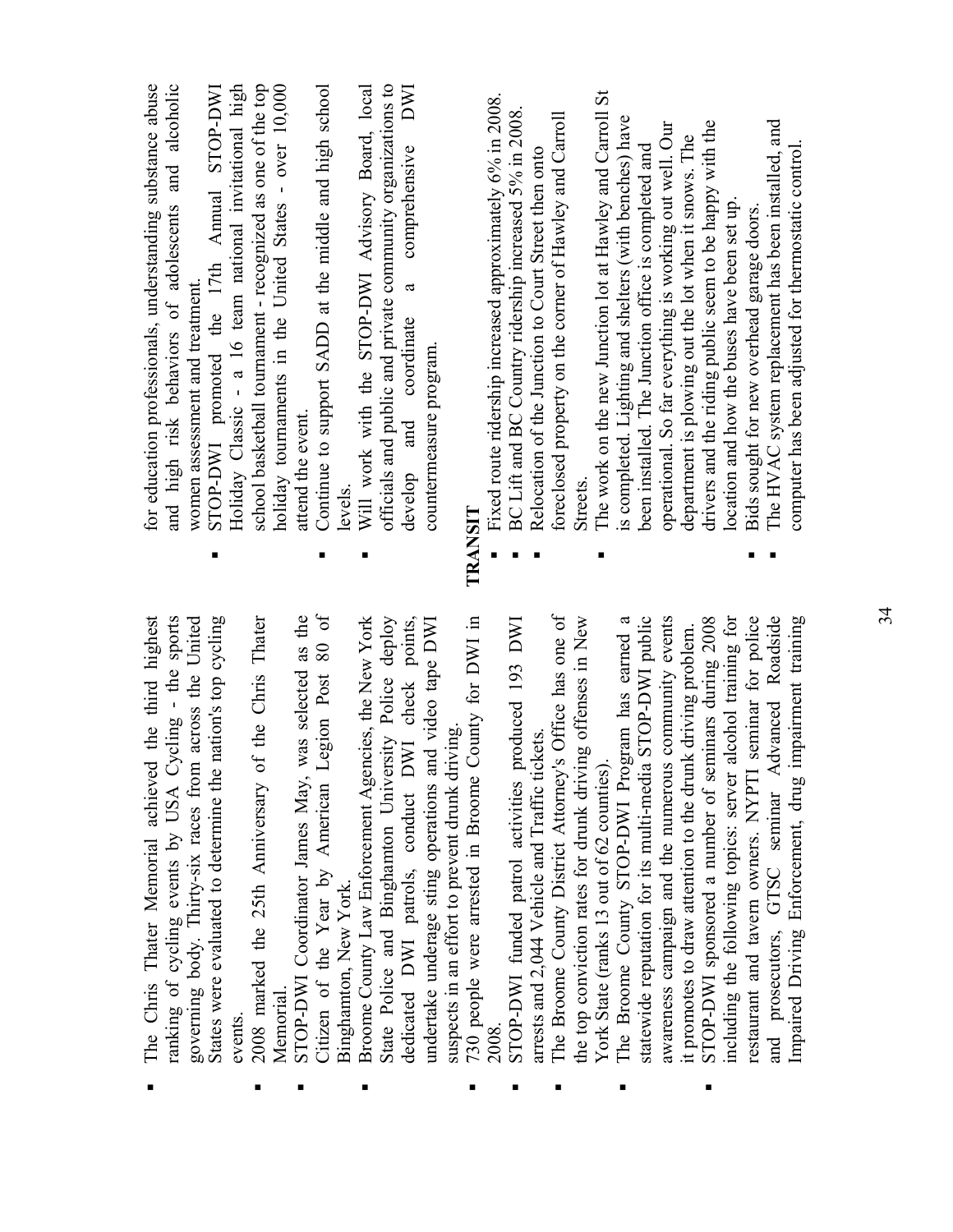- The Chris Thater Memorial achieved the third highest ranking of cycling events by USA Cycling - the sports governing body. Thirty-six races from across the United States were evaluated to determine the nation's top cycling events.
- 2008 marked the 25th Anniversary of the Chris Thater Memorial.
- STOP-DWI Coordinator James May, was selected as the Citizen of the Year by American Legion Post 80 of Binghamton, New York.
- Broome County Law Enforcement Agencies, the New York State Police and Binghamton University Police deploy dedicated DWI patrols, conduct DWI check points, undertake underage sting operations and video tape DWI suspects in an effort to prevent drunk driving.
- 730 people were arrested in Broome County for DWI in 2008.
- STOP-DWI funded patrol activities produced 193 DWI arrests and 2,044 Vehicle and Traffic tickets.
- The Broome County District Attorney's Office has one of the top conviction rates for drunk driving offenses in New York State (ranks 13 out of 62 counties).
- The Broome County STOP-DWI Program has earned a statewide reputation for its multi-media STOP-DWI public awareness campaign and the numerous community events it promotes to draw attention to the drunk driving problem.
- STOP-DWI sponsored a number of seminars during 2008 including the following topics: server alcohol training for restaurant and tavern owners. NYPTI seminar for police and prosecutors, GTSC seminar Advanced Roadside Impaired Driving Enforcement, drug impairment training for education professionals, understanding substance abuse and high risk behaviors of adolescents and alcoholic women assessment and treatment.
- STOP-DWI promoted the 17th Annual STOP-DWI Holiday Classic - a 16 team national invitational high school basketball tournament - recognized as one of the top holiday tournaments in the United States - over 10,000 attend the event.
- Continue to support SADD at the middle and high school levels.
- Will work with the STOP-DWI Advisory Board, local officials and public and private community organizations to develop and coordinate a comprehensive DWI countermeasure program.

**TRANSIT**

- Fixed route ridership increased approximately 6% in 2008.
- BC Lift and BC Country ridership increased 5% in 2008.
- Relocation of the Junction to Court Street then onto foreclosed property on the corner of Hawley and Carroll Streets.
- The work on the new Junction lot at Hawley and Carroll St is completed. Lighting and shelters (with benches) have been installed. The Junction office is completed and operational. So far everything is working out well. Our department is plowing out the lot when it snows. The drivers and the riding public seem to be happy with the location and how the buses have been set up.
- Bids sought for new overhead garage doors.
- The HVAC system replacement has been installed, and computer has been adjusted for thermostatic control.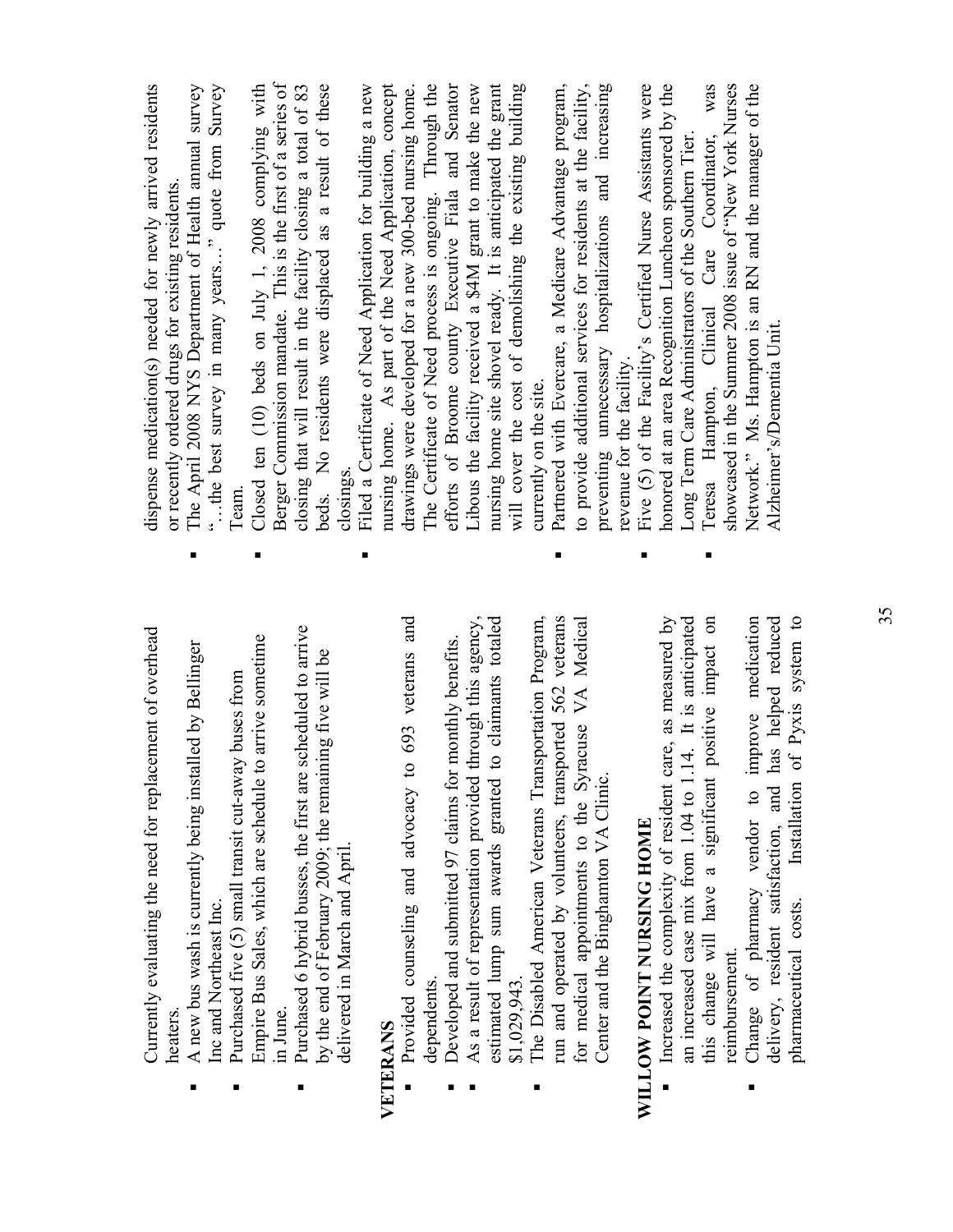Currently evaluating the need for replacement of overhead heaters.

- A new bus wash is currently being installed by Bellinger Inc and Northeast Inc.
- Purchased five (5) small transit cut-away buses from Empire Bus Sales, which are schedule to arrive sometime in June.
- Purchased 6 hybrid busses, the first are scheduled to arrive by the end of February 2009; the remaining five will be delivered in March and April.

**VETERANS**

- Provided counseling and advocacy to 693 veterans and dependents.
- Developed and submitted 97 claims for monthly benefits.
- As a result of representation provided through this agency, estimated lump sum awards granted to claimants totaled $1,029,943.
- The Disabled American Veterans Transportation Program, run and operated by volunteers, transported 562 veterans for medical appointments to the Syracuse VA Medical Center and the Binghamton VA Clinic.

**WILLOW POINT NURSING HOME**

- Increased the complexity of resident care, as measured by an increased case mix from 1.04 to 1.14. It is anticipated this change will have a significant positive impact on reimbursement.
- Change of pharmacy vendor to improve medication delivery, resident satisfaction, and has helped reduced pharmaceutical costs. Installation of Pyxis system to dispense medication(s) needed for newly arrived residents or recently ordered drugs for existing residents.
- The April 2008 NYS Department of Health annual survey "…the best survey in many years…" quote from Survey Team.
- Closed ten (10) beds on July 1, 2008 complying with Berger Commission mandate. This is the first of a series of closing that will result in the facility closing a total of 83 beds. No residents were displaced as a result of these closings.
- Filed a Certificate of Need Application for building a new nursing home. As part of the Need Application, concept drawings were developed for a new 300-bed nursing home. The Certificate of Need process is ongoing. Through the efforts of Broome county Executive Fiala and Senator Libous the facility received a $4M grant to make the new nursing home site shovel ready. It is anticipated the grant will cover the cost of demolishing the existing building currently on the site.
- Partnered with Evercare, a Medicare Advantage program, to provide additional services for residents at the facility, preventing unnecessary hospitalizations and increasing revenue for the facility.
- Five (5) of the Facility's Certified Nurse Assistants were honored at an area Recognition Luncheon sponsored by the Long Term Care Administrators of the Southern Tier.
- Teresa Hampton, Clinical Care Coordinator, was showcased in the Summer 2008 issue of "New York Nurses Network." Ms. Hampton is an RN and the manager of the Alzheimer's/Dementia Unit.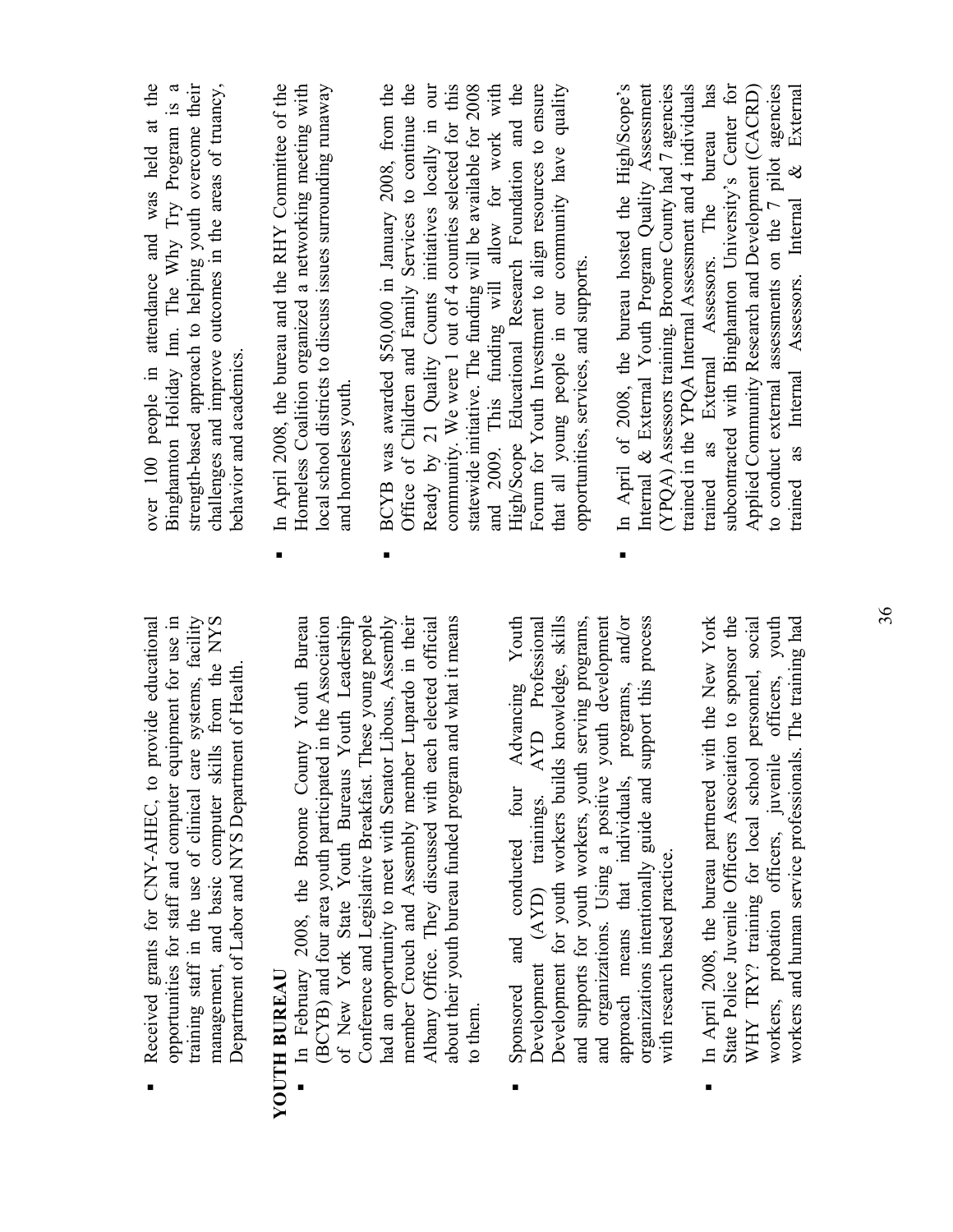- Received grants for CNY-AHEC, to provide educational opportunities for staff and computer equipment for use in training staff in the use of clinical care systems, facility management, and basic computer skills from the NYS Department of Labor and NYS Department of Health.

**YOUTH BUREAU**

- In February 2008, the Broome County Youth Bureau (BCYB) and four area youth participated in the Association of New York State Youth Bureaus Youth Leadership Conference and Legislative Breakfast. These young people had an opportunity to meet with Senator Libous, Assembly member Crouch and Assembly member Lupardo in their Albany Office. They discussed with each elected official about their youth bureau funded program and what it means to them.

- Sponsored and conducted four Advancing Youth Development (AYD) trainings. AYD Professional Development for youth workers builds knowledge, skills and supports for youth workers, youth serving programs, and organizations. Using a positive youth development approach means that individuals, programs, and/or organizations intentionally guide and support this process with research based practice.

- In April 2008, the bureau partnered with the New York State Police Juvenile Officers Association to sponsor the WHY TRY? training for local school personnel, social workers, probation officers, juvenile officers, youth workers and human service professionals. The training had over 100 people in attendance and was held at the Binghamton Holiday Inn. The Why Try Program is a strength-based approach to helping youth overcome their challenges and improve outcomes in the areas of truancy, behavior and academics.

- In April 2008, the bureau and the RHY Committee of the Homeless Coalition organized a networking meeting with local school districts to discuss issues surrounding runaway and homeless youth.

- BCYB was awarded $50,000 in January 2008, from the Office of Children and Family Services to continue the Ready by 21 Quality Counts initiatives locally in our community. We were 1 out of 4 counties selected for this statewide initiative. The funding will be available for 2008 and 2009. This funding will allow for work with High/Scope Educational Research Foundation and the Forum for Youth Investment to align resources to ensure that all young people in our community have quality opportunities, services, and supports.

- In April of 2008, the bureau hosted the High/Scope's Internal & External Youth Program Quality Assessment (YPQA) Assessors training. Broome County had 7 agencies trained in the YPQA Internal Assessment and 4 individuals trained as External Assessors. The bureau has subcontracted with Binghamton University's Center for Applied Community Research and Development (CACRD) to conduct external assessments on the 7 pilot agencies trained as Internal Assessors. Internal & External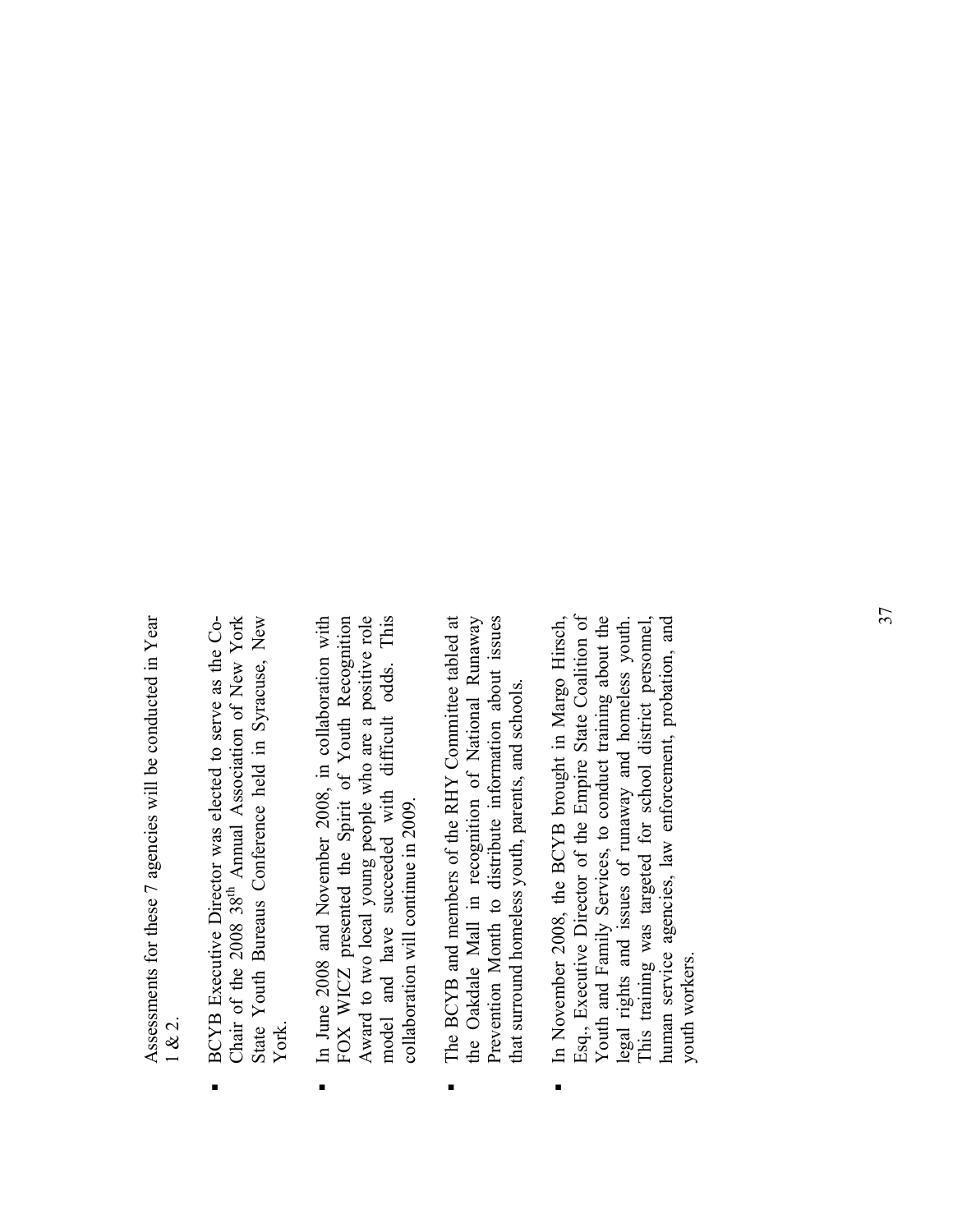Assessments for these 7 agencies will be conducted in Year 1 & 2.

- BCYB Executive Director was elected to serve as the Co-Chair of the 2008 38th Annual Association of New York State Youth Bureaus Conference held in Syracuse, New York.

- In June 2008 and November 2008, in collaboration with FOX WICZ presented the Spirit of Youth Recognition Award to two local young people who are a positive role model and have succeeded with difficult odds. This collaboration will continue in 2009.

- The BCYB and members of the RHY Committee tabled at the Oakdale Mall in recognition of National Runaway Prevention Month to distribute information about issues that surround homeless youth, parents, and schools.

- In November 2008, the BCYB brought in Margo Hirsch, Esq., Executive Director of the Empire State Coalition of Youth and Family Services, to conduct training about the legal rights and issues of runaway and homeless youth. This training was targeted for school district personnel, human service agencies, law enforcement, probation, and youth workers.